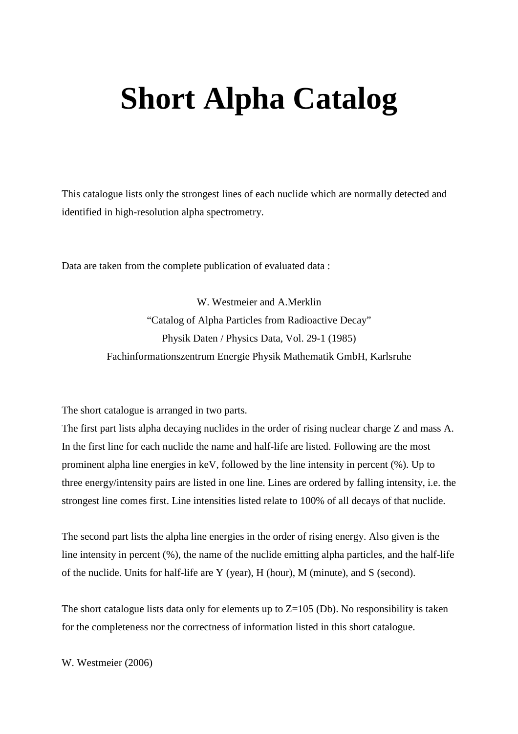# Short Alpha Catalog

This catalogue lists only the strongest lines of each nuclide which are normally detected and identified in high-resolution alpha spectrometry.

Data are taken from the complete publication of evaluated data :

W. Westmeier and A.Merklin
"Catalog of Alpha Particles from Radioactive Decay"
Physik Daten / Physics Data, Vol. 29-1 (1985)
Fachinformationszentrum Energie Physik Mathematik GmbH, Karlsruhe

The short catalogue is arranged in two parts.
The first part lists alpha decaying nuclides in the order of rising nuclear charge Z and mass A. In the first line for each nuclide the name and half-life are listed. Following are the most prominent alpha line energies in keV, followed by the line intensity in percent (%). Up to three energy/intensity pairs are listed in one line. Lines are ordered by falling intensity, i.e. the strongest line comes first. Line intensities listed relate to 100% of all decays of that nuclide.

The second part lists the alpha line energies in the order of rising energy. Also given is the line intensity in percent (%), the name of the nuclide emitting alpha particles, and the half-life of the nuclide. Units for half-life are Y (year), H (hour), M (minute), and S (second).

The short catalogue lists data only for elements up to Z=105 (Db). No responsibility is taken for the completeness nor the correctness of information listed in this short catalogue.

W. Westmeier (2006)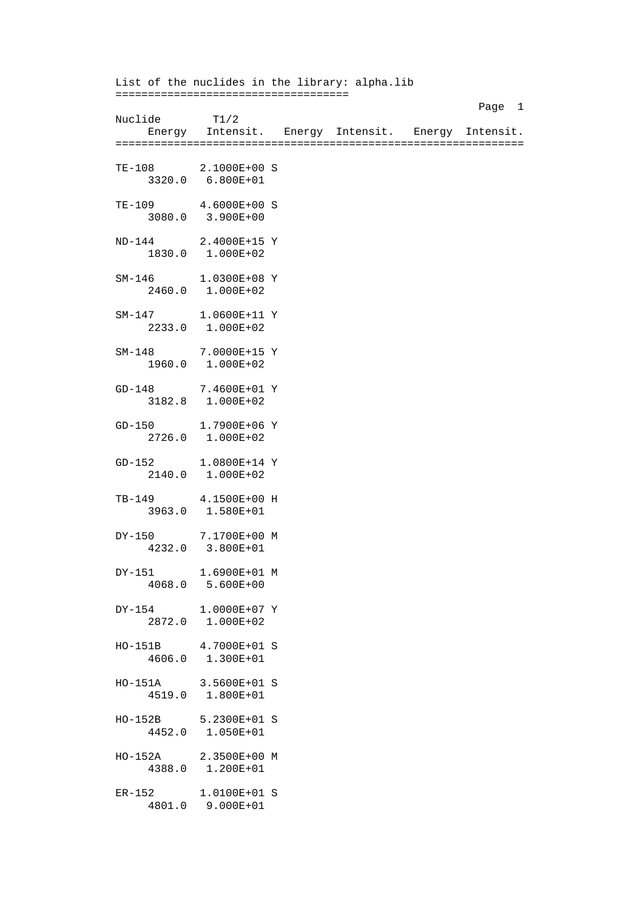List of the nuclides in the library: alpha.lib
===================================

Page 1 is a running header and omitted.

```
Nuclide        T1/2
     Energy   Intensit.   Energy  Intensit.   Energy  Intensit.
===============================================================

TE-108       2.1000E+00 S
     3320.0   6.800E+01

TE-109       4.6000E+00 S
     3080.0   3.900E+00

ND-144       2.4000E+15 Y
     1830.0   1.000E+02

SM-146       1.0300E+08 Y
     2460.0   1.000E+02

SM-147       1.0600E+11 Y
     2233.0   1.000E+02

SM-148       7.0000E+15 Y
     1960.0   1.000E+02

GD-148       7.4600E+01 Y
     3182.8   1.000E+02

GD-150       1.7900E+06 Y
     2726.0   1.000E+02

GD-152       1.0800E+14 Y
     2140.0   1.000E+02

TB-149       4.1500E+00 H
     3963.0   1.580E+01

DY-150       7.1700E+00 M
     4232.0   3.800E+01

DY-151       1.6900E+01 M
     4068.0   5.600E+00

DY-154       1.0000E+07 Y
     2872.0   1.000E+02

HO-151B      4.7000E+01 S
     4606.0   1.300E+01

HO-151A      3.5600E+01 S
     4519.0   1.800E+01

HO-152B      5.2300E+01 S
     4452.0   1.050E+01

HO-152A      2.3500E+00 M
     4388.0   1.200E+01

ER-152       1.0100E+01 S
     4801.0   9.000E+01
```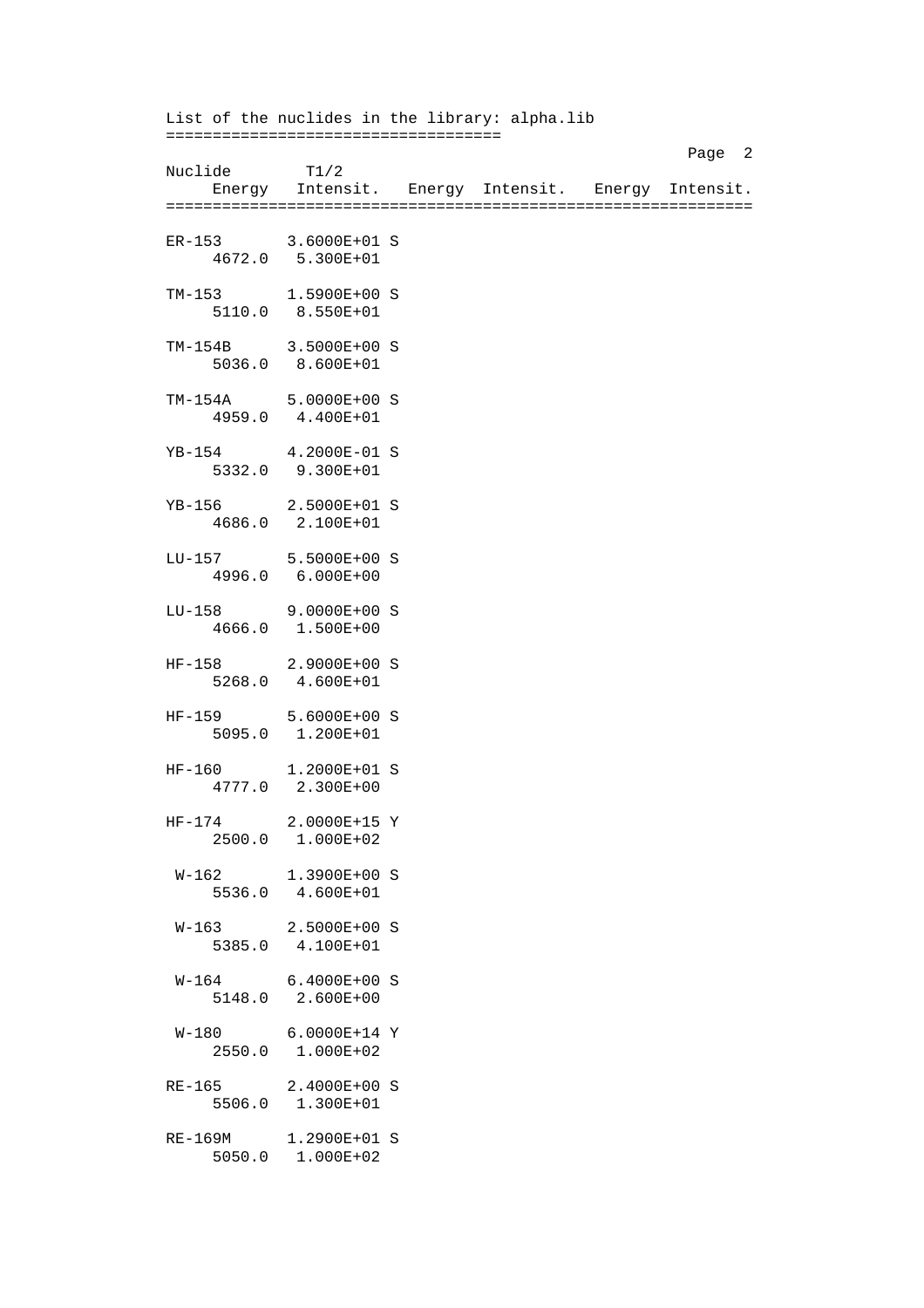List of the nuclides in the library: alpha.lib

```
====================================
                                                   Page  2
Nuclide       T1/2
     Energy   Intensit.  Energy  Intensit.   Energy  Intensit.
===============================================================

ER-153        3.6000E+01 S
      4672.0   5.300E+01

TM-153        1.5900E+00 S
      5110.0   8.550E+01

TM-154B       3.5000E+00 S
      5036.0   8.600E+01

TM-154A       5.0000E+00 S
      4959.0   4.400E+01

YB-154        4.2000E-01 S
      5332.0   9.300E+01

YB-156        2.5000E+01 S
      4686.0   2.100E+01

LU-157        5.5000E+00 S
      4996.0   6.000E+00

LU-158        9.0000E+00 S
      4666.0   1.500E+00

HF-158        2.9000E+00 S
      5268.0   4.600E+01

HF-159        5.6000E+00 S
      5095.0   1.200E+01

HF-160        1.2000E+01 S
      4777.0   2.300E+00

HF-174        2.0000E+15 Y
      2500.0   1.000E+02

 W-162        1.3900E+00 S
      5536.0   4.600E+01

 W-163        2.5000E+00 S
      5385.0   4.100E+01

 W-164        6.4000E+00 S
      5148.0   2.600E+00

 W-180        6.0000E+14 Y
      2550.0   1.000E+02

RE-165        2.4000E+00 S
      5506.0   1.300E+01

RE-169M       1.2900E+01 S
      5050.0   1.000E+02
```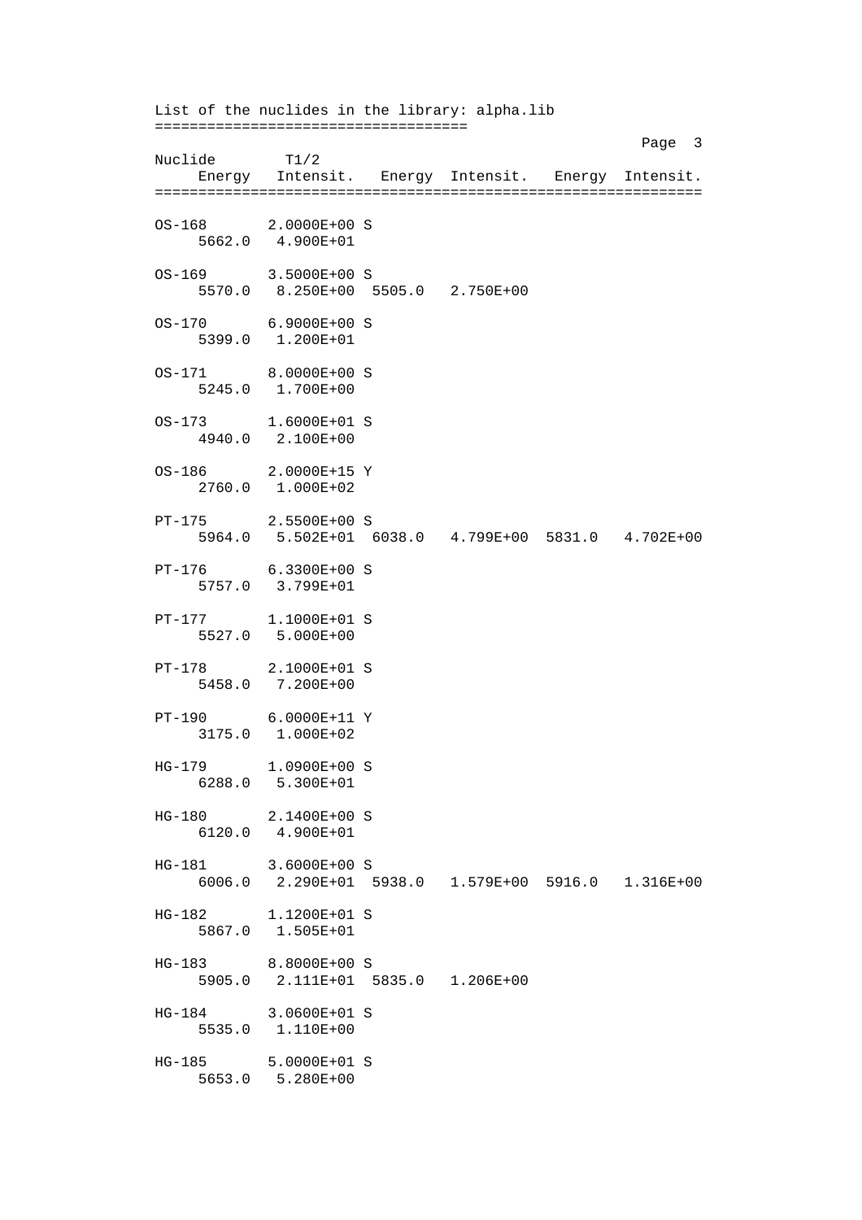List of the nuclides in the library: alpha.lib

```
====================================
                                                   Page  3
Nuclide       T1/2
     Energy   Intensit.  Energy  Intensit.   Energy  Intensit.
===============================================================

OS-168       2.0000E+00 S
     5662.0   4.900E+01

OS-169       3.5000E+00 S
     5570.0   8.250E+00  5505.0   2.750E+00

OS-170       6.9000E+00 S
     5399.0   1.200E+01

OS-171       8.0000E+00 S
     5245.0   1.700E+00

OS-173       1.6000E+01 S
     4940.0   2.100E+00

OS-186       2.0000E+15 Y
     2760.0   1.000E+02

PT-175       2.5500E+00 S
     5964.0   5.502E+01  6038.0   4.799E+00  5831.0   4.702E+00

PT-176       6.3300E+00 S
     5757.0   3.799E+01

PT-177       1.1000E+01 S
     5527.0   5.000E+00

PT-178       2.1000E+01 S
     5458.0   7.200E+00

PT-190       6.0000E+11 Y
     3175.0   1.000E+02

HG-179       1.0900E+00 S
     6288.0   5.300E+01

HG-180       2.1400E+00 S
     6120.0   4.900E+01

HG-181       3.6000E+00 S
     6006.0   2.290E+01  5938.0   1.579E+00  5916.0   1.316E+00

HG-182       1.1200E+01 S
     5867.0   1.505E+01

HG-183       8.8000E+00 S
     5905.0   2.111E+01  5835.0   1.206E+00

HG-184       3.0600E+01 S
     5535.0   1.110E+00

HG-185       5.0000E+01 S
     5653.0   5.280E+00
```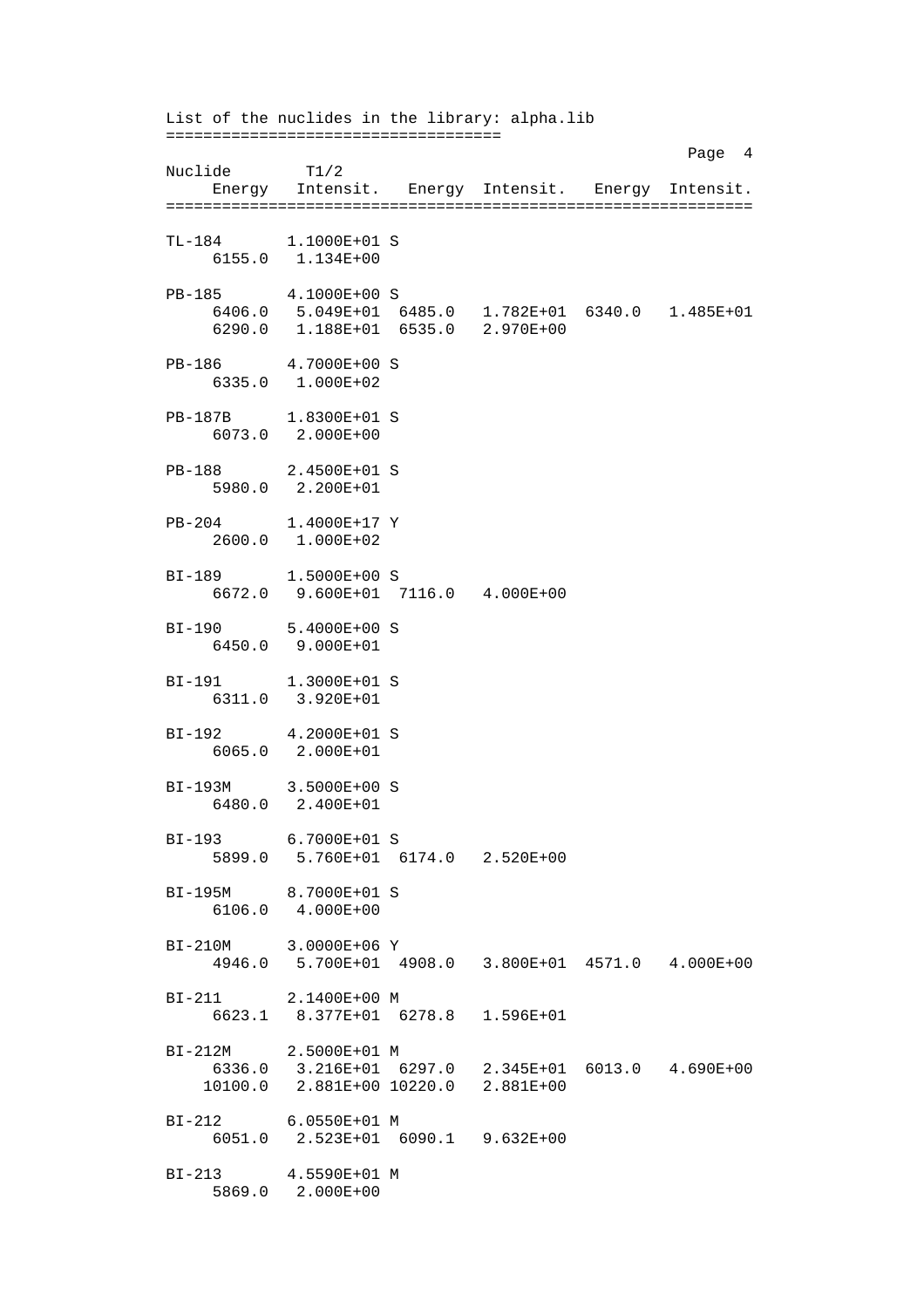List of the nuclides in the library: alpha.lib
====================================

| Nuclide | T1/2 | | | | |
|---|---|---|---|---|---|
| Energy | Intensit. | Energy | Intensit. | Energy | Intensit. |
| TL-184 | 1.1000E+01 S | | | | |
| 6155.0 | 1.134E+00 | | | | |
| PB-185 | 4.1000E+00 S | | | | |
| 6406.0 | 5.049E+01 | 6485.0 | 1.782E+01 | 6340.0 | 1.485E+01 |
| 6290.0 | 1.188E+01 | 6535.0 | 2.970E+00 | | |
| PB-186 | 4.7000E+00 S | | | | |
| 6335.0 | 1.000E+02 | | | | |
| PB-187B | 1.8300E+01 S | | | | |
| 6073.0 | 2.000E+00 | | | | |
| PB-188 | 2.4500E+01 S | | | | |
| 5980.0 | 2.200E+01 | | | | |
| PB-204 | 1.4000E+17 Y | | | | |
| 2600.0 | 1.000E+02 | | | | |
| BI-189 | 1.5000E+00 S | | | | |
| 6672.0 | 9.600E+01 | 7116.0 | 4.000E+00 | | |
| BI-190 | 5.4000E+00 S | | | | |
| 6450.0 | 9.000E+01 | | | | |
| BI-191 | 1.3000E+01 S | | | | |
| 6311.0 | 3.920E+01 | | | | |
| BI-192 | 4.2000E+01 S | | | | |
| 6065.0 | 2.000E+01 | | | | |
| BI-193M | 3.5000E+00 S | | | | |
| 6480.0 | 2.400E+01 | | | | |
| BI-193 | 6.7000E+01 S | | | | |
| 5899.0 | 5.760E+01 | 6174.0 | 2.520E+00 | | |
| BI-195M | 8.7000E+01 S | | | | |
| 6106.0 | 4.000E+00 | | | | |
| BI-210M | 3.0000E+06 Y | | | | |
| 4946.0 | 5.700E+01 | 4908.0 | 3.800E+01 | 4571.0 | 4.000E+00 |
| BI-211 | 2.1400E+00 M | | | | |
| 6623.1 | 8.377E+01 | 6278.8 | 1.596E+01 | | |
| BI-212M | 2.5000E+01 M | | | | |
| 6336.0 | 3.216E+01 | 6297.0 | 2.345E+01 | 6013.0 | 4.690E+00 |
| 10100.0 | 2.881E+00 | 10220.0 | 2.881E+00 | | |
| BI-212 | 6.0550E+01 M | | | | |
| 6051.0 | 2.523E+01 | 6090.1 | 9.632E+00 | | |
| BI-213 | 4.5590E+01 M | | | | |
| 5869.0 | 2.000E+00 | | | | |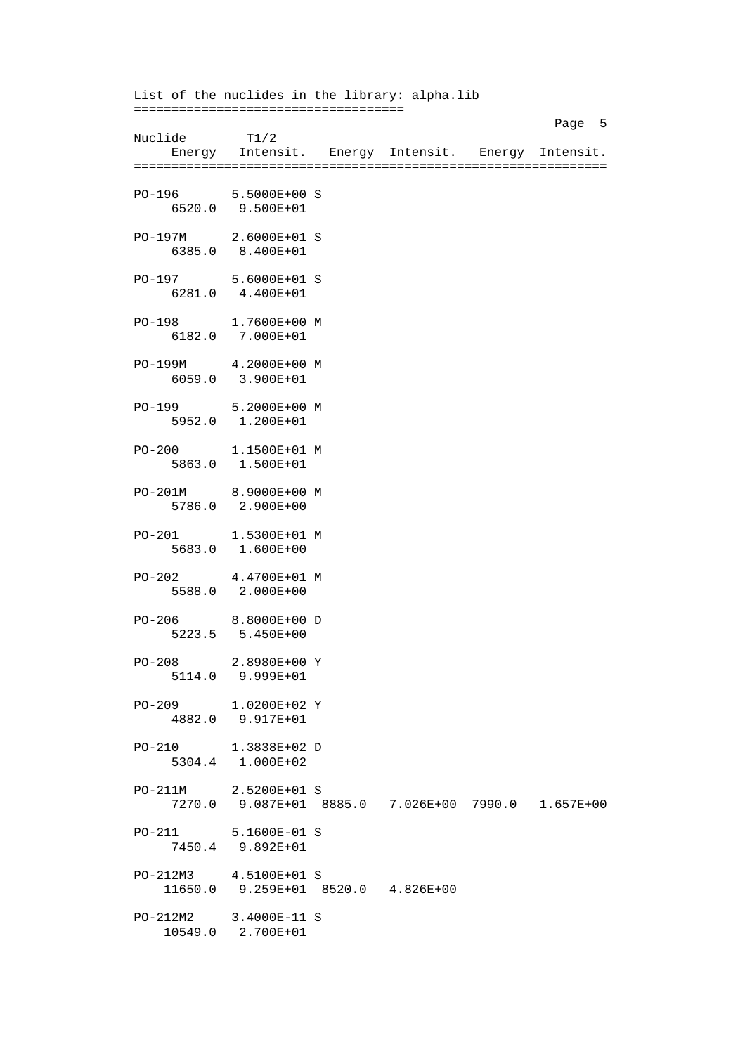List of the nuclides in the library: alpha.lib

| Nuclide | T1/2 | | | | |
|---|---|---|---|---|---|
| Energy | Intensit. | Energy | Intensit. | Energy | Intensit. |
| PO-196 | 5.5000E+00 S | | | | |
| 6520.0 | 9.500E+01 | | | | |
| PO-197M | 2.6000E+01 S | | | | |
| 6385.0 | 8.400E+01 | | | | |
| PO-197 | 5.6000E+01 S | | | | |
| 6281.0 | 4.400E+01 | | | | |
| PO-198 | 1.7600E+00 M | | | | |
| 6182.0 | 7.000E+01 | | | | |
| PO-199M | 4.2000E+00 M | | | | |
| 6059.0 | 3.900E+01 | | | | |
| PO-199 | 5.2000E+00 M | | | | |
| 5952.0 | 1.200E+01 | | | | |
| PO-200 | 1.1500E+01 M | | | | |
| 5863.0 | 1.500E+01 | | | | |
| PO-201M | 8.9000E+00 M | | | | |
| 5786.0 | 2.900E+00 | | | | |
| PO-201 | 1.5300E+01 M | | | | |
| 5683.0 | 1.600E+00 | | | | |
| PO-202 | 4.4700E+01 M | | | | |
| 5588.0 | 2.000E+00 | | | | |
| PO-206 | 8.8000E+00 D | | | | |
| 5223.5 | 5.450E+00 | | | | |
| PO-208 | 2.8980E+00 Y | | | | |
| 5114.0 | 9.999E+01 | | | | |
| PO-209 | 1.0200E+02 Y | | | | |
| 4882.0 | 9.917E+01 | | | | |
| PO-210 | 1.3838E+02 D | | | | |
| 5304.4 | 1.000E+02 | | | | |
| PO-211M | 2.5200E+01 S | | | | |
| 7270.0 | 9.087E+01 | 8885.0 | 7.026E+00 | 7990.0 | 1.657E+00 |
| PO-211 | 5.1600E-01 S | | | | |
| 7450.4 | 9.892E+01 | | | | |
| PO-212M3 | 4.5100E+01 S | | | | |
| 11650.0 | 9.259E+01 | 8520.0 | 4.826E+00 | | |
| PO-212M2 | 3.4000E-11 S | | | | |
| 10549.0 | 2.700E+01 | | | | |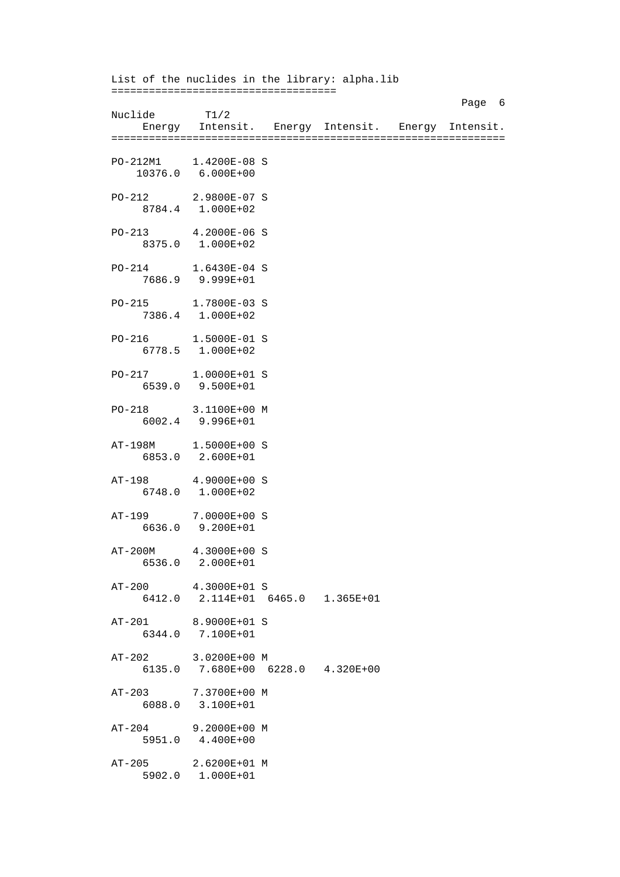List of the nuclides in the library: alpha.lib

Page 6

| Nuclide | T1/2 | | | | |
|---|---|---|---|---|---|
| Energy | Intensit. | Energy | Intensit. | Energy | Intensit. |
| **PO-212M1** | 1.4200E-08 S | | | | |
| 10376.0 | 6.000E+00 | | | | |
| **PO-212** | 2.9800E-07 S | | | | |
| 8784.4 | 1.000E+02 | | | | |
| **PO-213** | 4.2000E-06 S | | | | |
| 8375.0 | 1.000E+02 | | | | |
| **PO-214** | 1.6430E-04 S | | | | |
| 7686.9 | 9.999E+01 | | | | |
| **PO-215** | 1.7800E-03 S | | | | |
| 7386.4 | 1.000E+02 | | | | |
| **PO-216** | 1.5000E-01 S | | | | |
| 6778.5 | 1.000E+02 | | | | |
| **PO-217** | 1.0000E+01 S | | | | |
| 6539.0 | 9.500E+01 | | | | |
| **PO-218** | 3.1100E+00 M | | | | |
| 6002.4 | 9.996E+01 | | | | |
| **AT-198M** | 1.5000E+00 S | | | | |
| 6853.0 | 2.600E+01 | | | | |
| **AT-198** | 4.9000E+00 S | | | | |
| 6748.0 | 1.000E+02 | | | | |
| **AT-199** | 7.0000E+00 S | | | | |
| 6636.0 | 9.200E+01 | | | | |
| **AT-200M** | 4.3000E+00 S | | | | |
| 6536.0 | 2.000E+01 | | | | |
| **AT-200** | 4.3000E+01 S | | | | |
| 6412.0 | 2.114E+01 | 6465.0 | 1.365E+01 | | |
| **AT-201** | 8.9000E+01 S | | | | |
| 6344.0 | 7.100E+01 | | | | |
| **AT-202** | 3.0200E+00 M | | | | |
| 6135.0 | 7.680E+00 | 6228.0 | 4.320E+00 | | |
| **AT-203** | 7.3700E+00 M | | | | |
| 6088.0 | 3.100E+01 | | | | |
| **AT-204** | 9.2000E+00 M | | | | |
| 5951.0 | 4.400E+00 | | | | |
| **AT-205** | 2.6200E+01 M | | | | |
| 5902.0 | 1.000E+01 | | | | |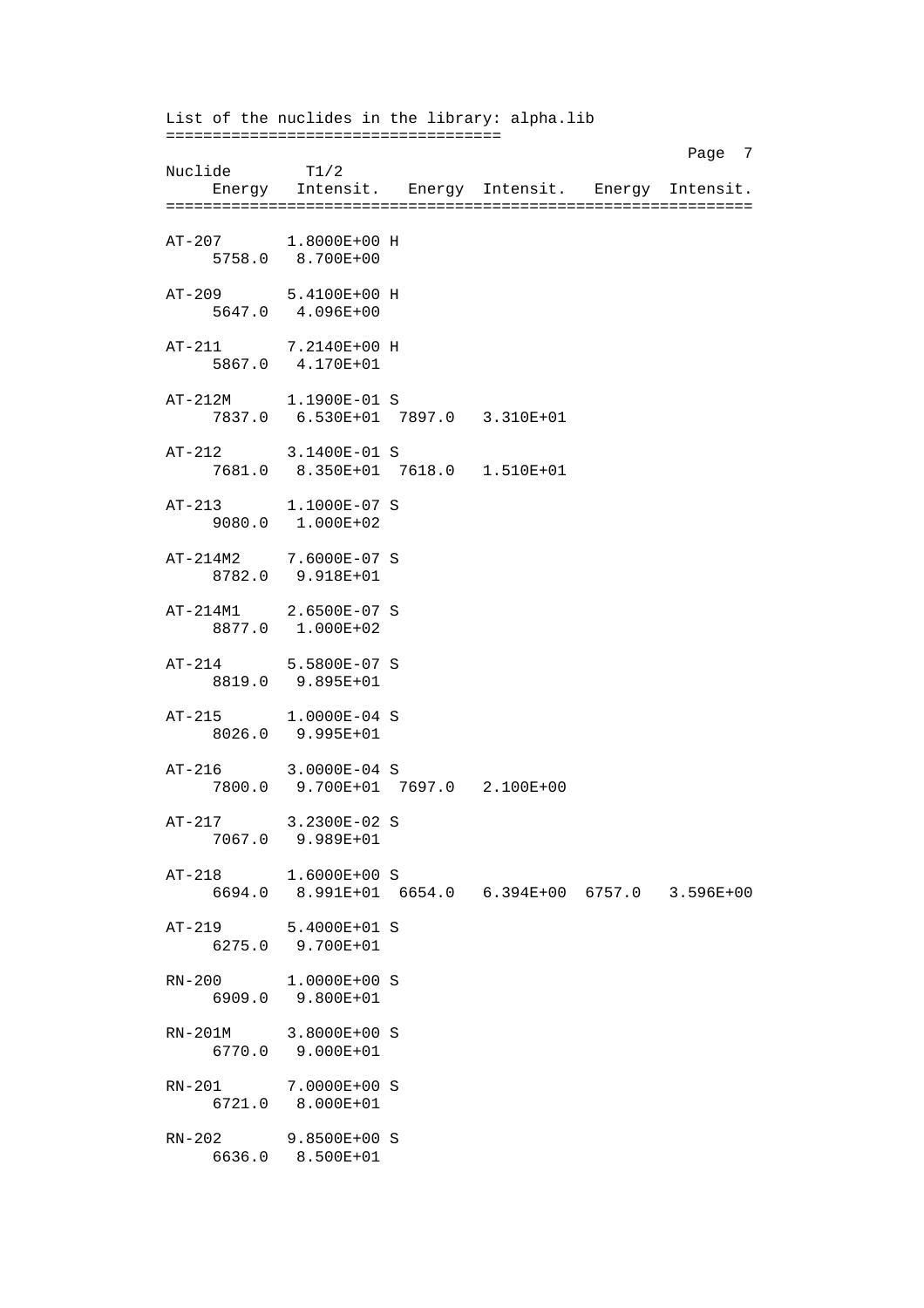List of the nuclides in the library: alpha.lib
====================================

Page 7 is a running header, so it is omitted.

| Nuclide | T1/2 | | | | |
|---|---|---|---|---|---|
| Energy | Intensit. | Energy | Intensit. | Energy | Intensit. |
| AT-207 | 1.8000E+00 H | | | | |
| 5758.0 | 8.700E+00 | | | | |
| AT-209 | 5.4100E+00 H | | | | |
| 5647.0 | 4.096E+00 | | | | |
| AT-211 | 7.2140E+00 H | | | | |
| 5867.0 | 4.170E+01 | | | | |
| AT-212M | 1.1900E-01 S | | | | |
| 7837.0 | 6.530E+01 | 7897.0 | 3.310E+01 | | |
| AT-212 | 3.1400E-01 S | | | | |
| 7681.0 | 8.350E+01 | 7618.0 | 1.510E+01 | | |
| AT-213 | 1.1000E-07 S | | | | |
| 9080.0 | 1.000E+02 | | | | |
| AT-214M2 | 7.6000E-07 S | | | | |
| 8782.0 | 9.918E+01 | | | | |
| AT-214M1 | 2.6500E-07 S | | | | |
| 8877.0 | 1.000E+02 | | | | |
| AT-214 | 5.5800E-07 S | | | | |
| 8819.0 | 9.895E+01 | | | | |
| AT-215 | 1.0000E-04 S | | | | |
| 8026.0 | 9.995E+01 | | | | |
| AT-216 | 3.0000E-04 S | | | | |
| 7800.0 | 9.700E+01 | 7697.0 | 2.100E+00 | | |
| AT-217 | 3.2300E-02 S | | | | |
| 7067.0 | 9.989E+01 | | | | |
| AT-218 | 1.6000E+00 S | | | | |
| 6694.0 | 8.991E+01 | 6654.0 | 6.394E+00 | 6757.0 | 3.596E+00 |
| AT-219 | 5.4000E+01 S | | | | |
| 6275.0 | 9.700E+01 | | | | |
| RN-200 | 1.0000E+00 S | | | | |
| 6909.0 | 9.800E+01 | | | | |
| RN-201M | 3.8000E+00 S | | | | |
| 6770.0 | 9.000E+01 | | | | |
| RN-201 | 7.0000E+00 S | | | | |
| 6721.0 | 8.000E+01 | | | | |
| RN-202 | 9.8500E+00 S | | | | |
| 6636.0 | 8.500E+01 | | | | |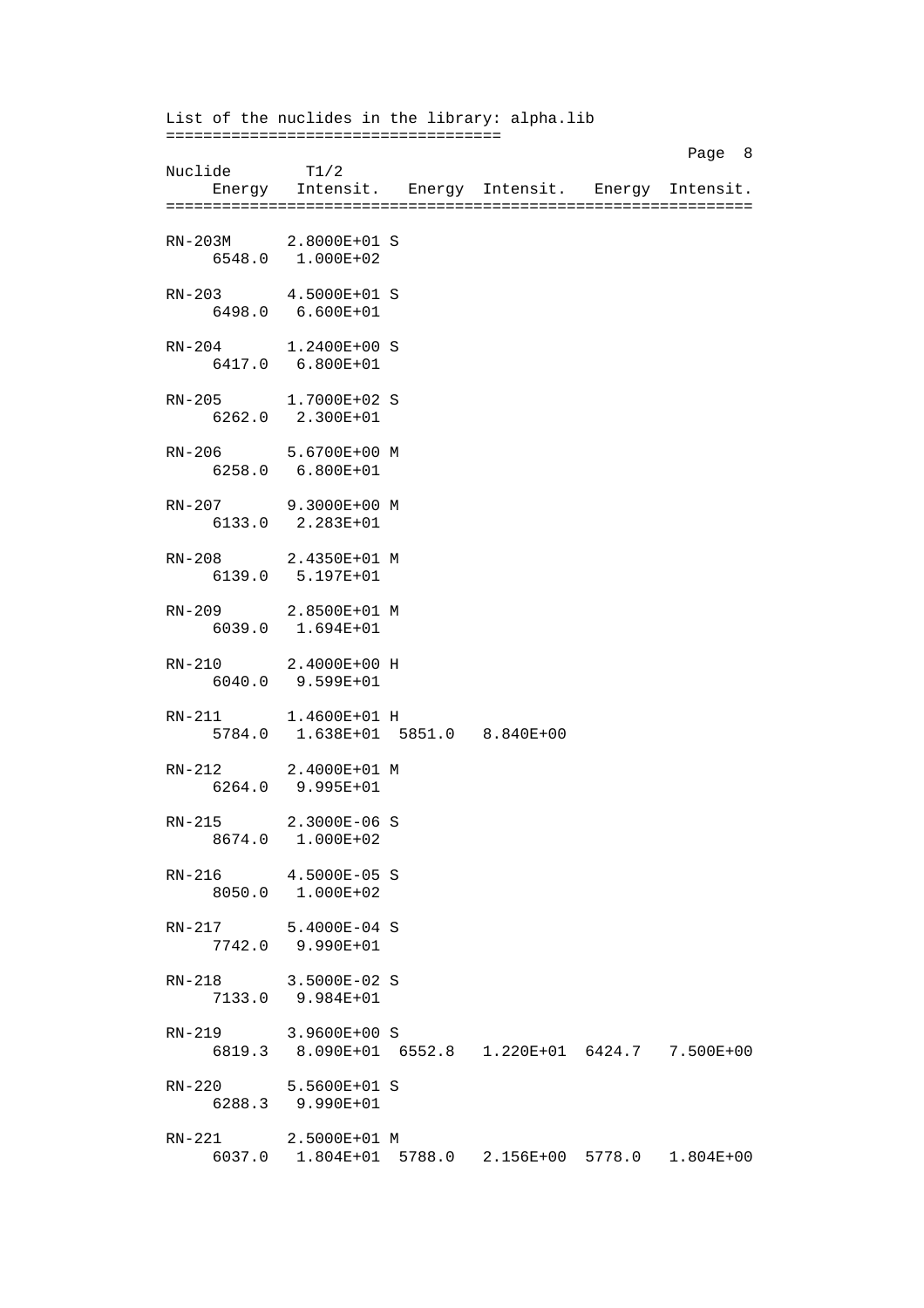List of the nuclides in the library: alpha.lib

```
====================================
                                                              Page  8
Nuclide        T1/2
     Energy   Intensit.   Energy  Intensit.   Energy  Intensit.
==============================================================

RN-203M      2.8000E+01 S
     6548.0   1.000E+02

RN-203       4.5000E+01 S
     6498.0   6.600E+01

RN-204       1.2400E+00 S
     6417.0   6.800E+01

RN-205       1.7000E+02 S
     6262.0   2.300E+01

RN-206       5.6700E+00 M
     6258.0   6.800E+01

RN-207       9.3000E+00 M
     6133.0   2.283E+01

RN-208       2.4350E+01 M
     6139.0   5.197E+01

RN-209       2.8500E+01 M
     6039.0   1.694E+01

RN-210       2.4000E+00 H
     6040.0   9.599E+01

RN-211       1.4600E+01 H
     5784.0   1.638E+01  5851.0   8.840E+00

RN-212       2.4000E+01 M
     6264.0   9.995E+01

RN-215       2.3000E-06 S
     8674.0   1.000E+02

RN-216       4.5000E-05 S
     8050.0   1.000E+02

RN-217       5.4000E-04 S
     7742.0   9.990E+01

RN-218       3.5000E-02 S
     7133.0   9.984E+01

RN-219       3.9600E+00 S
     6819.3   8.090E+01  6552.8   1.220E+01  6424.7   7.500E+00

RN-220       5.5600E+01 S
     6288.3   9.990E+01

RN-221       2.5000E+01 M
     6037.0   1.804E+01  5788.0   2.156E+00  5778.0   1.804E+00
```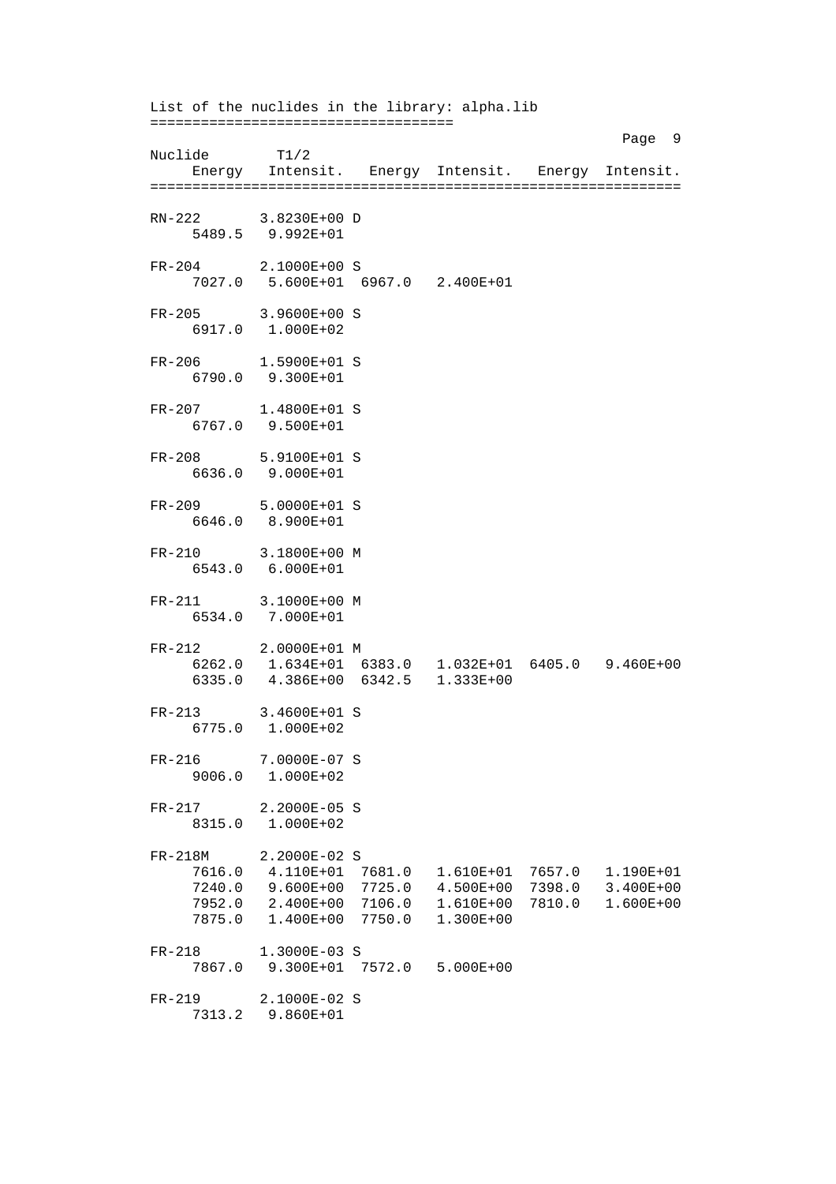List of the nuclides in the library: alpha.lib

```
Nuclide       T1/2
     Energy   Intensit.   Energy  Intensit.   Energy  Intensit.
===============================================================

RN-222       3.8230E+00 D
     5489.5   9.992E+01

FR-204       2.1000E+00 S
     7027.0   5.600E+01  6967.0   2.400E+01

FR-205       3.9600E+00 S
     6917.0   1.000E+02

FR-206       1.5900E+01 S
     6790.0   9.300E+01

FR-207       1.4800E+01 S
     6767.0   9.500E+01

FR-208       5.9100E+01 S
     6636.0   9.000E+01

FR-209       5.0000E+01 S
     6646.0   8.900E+01

FR-210       3.1800E+00 M
     6543.0   6.000E+01

FR-211       3.1000E+00 M
     6534.0   7.000E+01

FR-212       2.0000E+01 M
     6262.0   1.634E+01  6383.0   1.032E+01  6405.0   9.460E+00
     6335.0   4.386E+00  6342.5   1.333E+00

FR-213       3.4600E+01 S
     6775.0   1.000E+02

FR-216       7.0000E-07 S
     9006.0   1.000E+02

FR-217       2.2000E-05 S
     8315.0   1.000E+02

FR-218M      2.2000E-02 S
     7616.0   4.110E+01  7681.0   1.610E+01  7657.0   1.190E+01
     7240.0   9.600E+00  7725.0   4.500E+00  7398.0   3.400E+00
     7952.0   2.400E+00  7106.0   1.610E+00  7810.0   1.600E+00
     7875.0   1.400E+00  7750.0   1.300E+00

FR-218       1.3000E-03 S
     7867.0   9.300E+01  7572.0   5.000E+00

FR-219       2.1000E-02 S
     7313.2   9.860E+01
```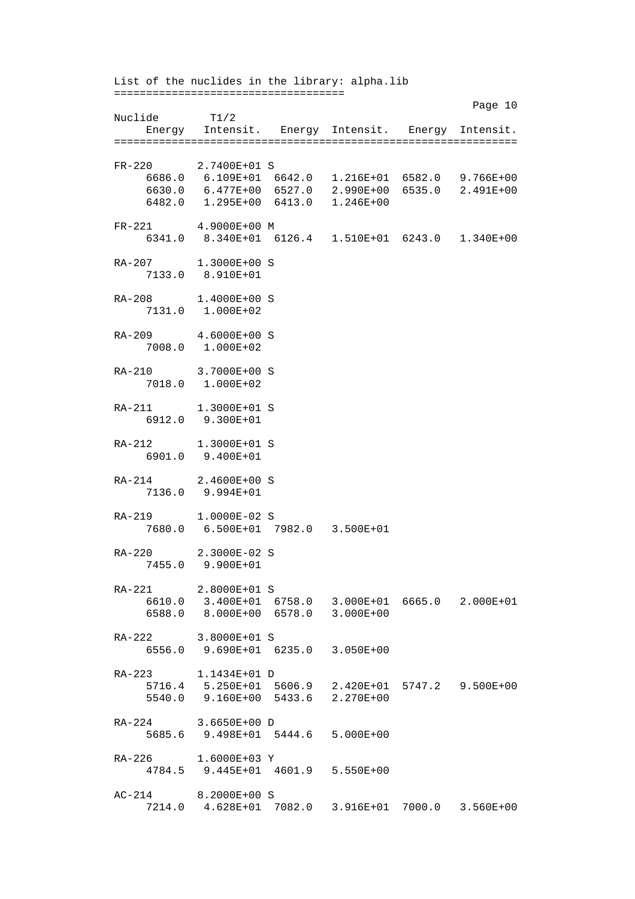List of the nuclides in the library: alpha.lib
===================================

```
Nuclide       T1/2
     Energy   Intensit.  Energy  Intensit.  Energy  Intensit.
==============================================================

FR-220       2.7400E+01 S
     6686.0   6.109E+01  6642.0  1.216E+01  6582.0  9.766E+00
     6630.0   6.477E+00  6527.0  2.990E+00  6535.0  2.491E+00
     6482.0   1.295E+00  6413.0  1.246E+00

FR-221       4.9000E+00 M
     6341.0   8.340E+01  6126.4  1.510E+01  6243.0  1.340E+00

RA-207       1.3000E+00 S
     7133.0   8.910E+01

RA-208       1.4000E+00 S
     7131.0   1.000E+02

RA-209       4.6000E+00 S
     7008.0   1.000E+02

RA-210       3.7000E+00 S
     7018.0   1.000E+02

RA-211       1.3000E+01 S
     6912.0   9.300E+01

RA-212       1.3000E+01 S
     6901.0   9.400E+01

RA-214       2.4600E+00 S
     7136.0   9.994E+01

RA-219       1.0000E-02 S
     7680.0   6.500E+01  7982.0  3.500E+01

RA-220       2.3000E-02 S
     7455.0   9.900E+01

RA-221       2.8000E+01 S
     6610.0   3.400E+01  6758.0  3.000E+01  6665.0  2.000E+01
     6588.0   8.000E+00  6578.0  3.000E+00

RA-222       3.8000E+01 S
     6556.0   9.690E+01  6235.0  3.050E+00

RA-223       1.1434E+01 D
     5716.4   5.250E+01  5606.9  2.420E+01  5747.2  9.500E+00
     5540.0   9.160E+00  5433.6  2.270E+00

RA-224       3.6650E+00 D
     5685.6   9.498E+01  5444.6  5.000E+00

RA-226       1.6000E+03 Y
     4784.5   9.445E+01  4601.9  5.550E+00

AC-214       8.2000E+00 S
     7214.0   4.628E+01  7082.0  3.916E+01  7000.0  3.560E+00
```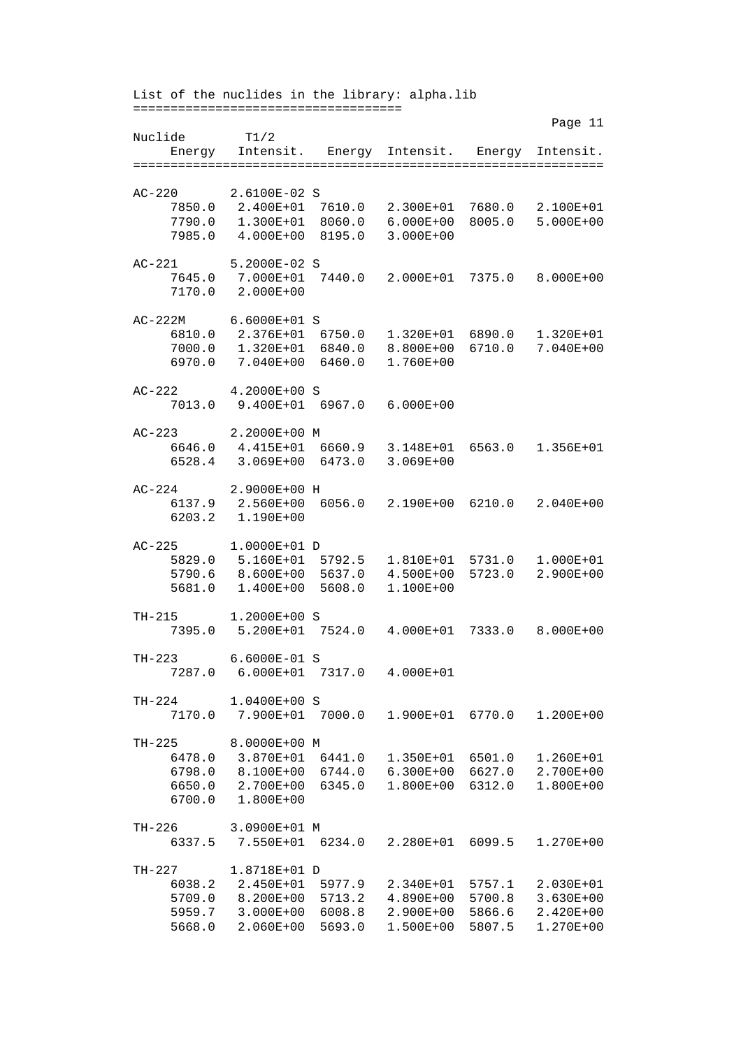List of the nuclides in the library: alpha.lib

```
Nuclide       T1/2
     Energy   Intensit.   Energy  Intensit.   Energy  Intensit.
===============================================================

AC-220        2.6100E-02 S
     7850.0   2.400E+01  7610.0   2.300E+01  7680.0   2.100E+01
     7790.0   1.300E+01  8060.0   6.000E+00  8005.0   5.000E+00
     7985.0   4.000E+00  8195.0   3.000E+00

AC-221        5.2000E-02 S
     7645.0   7.000E+01  7440.0   2.000E+01  7375.0   8.000E+00
     7170.0   2.000E+00

AC-222M       6.6000E+01 S
     6810.0   2.376E+01  6750.0   1.320E+01  6890.0   1.320E+01
     7000.0   1.320E+01  6840.0   8.800E+00  6710.0   7.040E+00
     6970.0   7.040E+00  6460.0   1.760E+00

AC-222        4.2000E+00 S
     7013.0   9.400E+01  6967.0   6.000E+00

AC-223        2.2000E+00 M
     6646.0   4.415E+01  6660.9   3.148E+01  6563.0   1.356E+01
     6528.4   3.069E+00  6473.0   3.069E+00

AC-224        2.9000E+00 H
     6137.9   2.560E+00  6056.0   2.190E+00  6210.0   2.040E+00
     6203.2   1.190E+00

AC-225        1.0000E+01 D
     5829.0   5.160E+01  5792.5   1.810E+01  5731.0   1.000E+01
     5790.6   8.600E+00  5637.0   4.500E+00  5723.0   2.900E+00
     5681.0   1.400E+00  5608.0   1.100E+00

TH-215        1.2000E+00 S
     7395.0   5.200E+01  7524.0   4.000E+01  7333.0   8.000E+00

TH-223        6.6000E-01 S
     7287.0   6.000E+01  7317.0   4.000E+01

TH-224        1.0400E+00 S
     7170.0   7.900E+01  7000.0   1.900E+01  6770.0   1.200E+00

TH-225        8.0000E+00 M
     6478.0   3.870E+01  6441.0   1.350E+01  6501.0   1.260E+01
     6798.0   8.100E+00  6744.0   6.300E+00  6627.0   2.700E+00
     6650.0   2.700E+00  6345.0   1.800E+00  6312.0   1.800E+00
     6700.0   1.800E+00

TH-226        3.0900E+01 M
     6337.5   7.550E+01  6234.0   2.280E+01  6099.5   1.270E+00

TH-227        1.8718E+01 D
     6038.2   2.450E+01  5977.9   2.340E+01  5757.1   2.030E+01
     5709.0   8.200E+00  5713.2   4.890E+00  5700.8   3.630E+00
     5959.7   3.000E+00  6008.8   2.900E+00  5866.6   2.420E+00
     5668.0   2.060E+00  5693.0   1.500E+00  5807.5   1.270E+00
```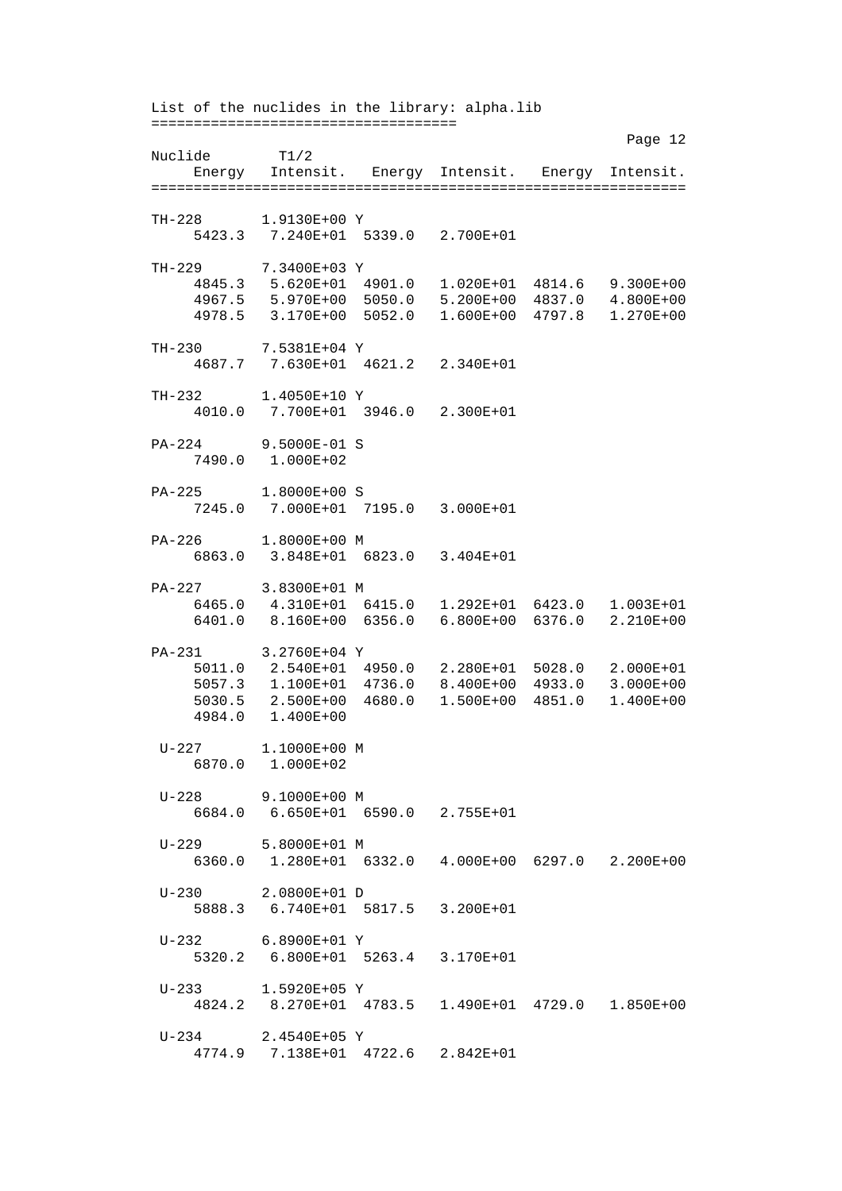List of the nuclides in the library: alpha.lib
===================================

```
Nuclide       T1/2
     Energy   Intensit.   Energy  Intensit.   Energy  Intensit.
==============================================================

TH-228       1.9130E+00 Y
     5423.3   7.240E+01  5339.0   2.700E+01

TH-229       7.3400E+03 Y
     4845.3   5.620E+01  4901.0   1.020E+01  4814.6   9.300E+00
     4967.5   5.970E+00  5050.0   5.200E+00  4837.0   4.800E+00
     4978.5   3.170E+00  5052.0   1.600E+00  4797.8   1.270E+00

TH-230       7.5381E+04 Y
     4687.7   7.630E+01  4621.2   2.340E+01

TH-232       1.4050E+10 Y
     4010.0   7.700E+01  3946.0   2.300E+01

PA-224       9.5000E-01 S
     7490.0   1.000E+02

PA-225       1.8000E+00 S
     7245.0   7.000E+01  7195.0   3.000E+01

PA-226       1.8000E+00 M
     6863.0   3.848E+01  6823.0   3.404E+01

PA-227       3.8300E+01 M
     6465.0   4.310E+01  6415.0   1.292E+01  6423.0   1.003E+01
     6401.0   8.160E+00  6356.0   6.800E+00  6376.0   2.210E+00

PA-231       3.2760E+04 Y
     5011.0   2.540E+01  4950.0   2.280E+01  5028.0   2.000E+01
     5057.3   1.100E+01  4736.0   8.400E+00  4933.0   3.000E+00
     5030.5   2.500E+00  4680.0   1.500E+00  4851.0   1.400E+00
     4984.0   1.400E+00

 U-227       1.1000E+00 M
     6870.0   1.000E+02

 U-228       9.1000E+00 M
     6684.0   6.650E+01  6590.0   2.755E+01

 U-229       5.8000E+01 M
     6360.0   1.280E+01  6332.0   4.000E+00  6297.0   2.200E+00

 U-230       2.0800E+01 D
     5888.3   6.740E+01  5817.5   3.200E+01

 U-232       6.8900E+01 Y
     5320.2   6.800E+01  5263.4   3.170E+01

 U-233       1.5920E+05 Y
     4824.2   8.270E+01  4783.5   1.490E+01  4729.0   1.850E+00

 U-234       2.4540E+05 Y
     4774.9   7.138E+01  4722.6   2.842E+01
```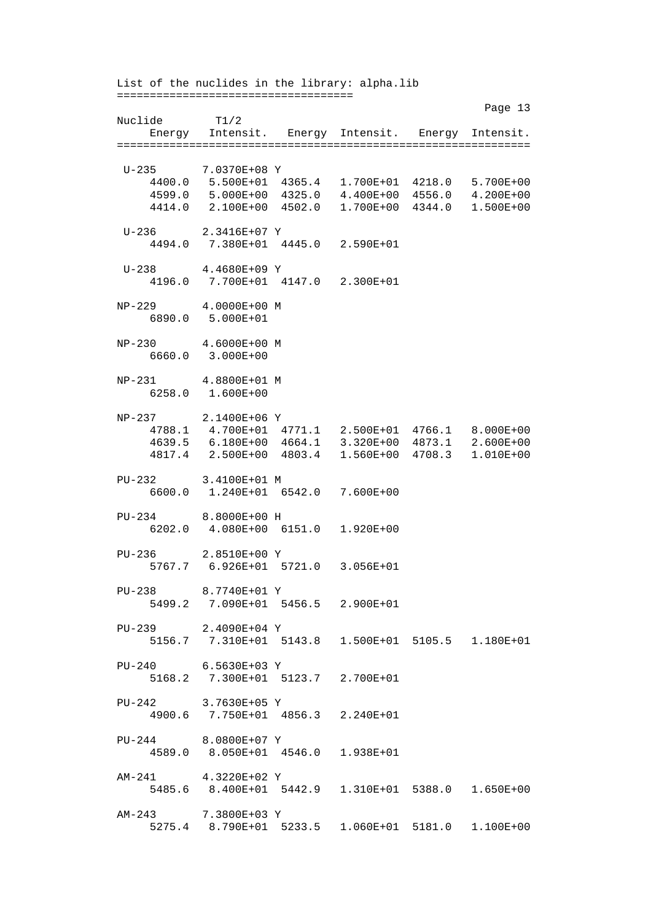List of the nuclides in the library: alpha.lib

| Nuclide | T1/2 | | | | |
|---|---|---|---|---|---|
| Energy | Intensit. | Energy | Intensit. | Energy | Intensit. |
| **U-235** | 7.0370E+08 Y | | | | |
| 4400.0 | 5.500E+01 | 4365.4 | 1.700E+01 | 4218.0 | 5.700E+00 |
| 4599.0 | 5.000E+00 | 4325.0 | 4.400E+00 | 4556.0 | 4.200E+00 |
| 4414.0 | 2.100E+00 | 4502.0 | 1.700E+00 | 4344.0 | 1.500E+00 |
| **U-236** | 2.3416E+07 Y | | | | |
| 4494.0 | 7.380E+01 | 4445.0 | 2.590E+01 | | |
| **U-238** | 4.4680E+09 Y | | | | |
| 4196.0 | 7.700E+01 | 4147.0 | 2.300E+01 | | |
| **NP-229** | 4.0000E+00 M | | | | |
| 6890.0 | 5.000E+01 | | | | |
| **NP-230** | 4.6000E+00 M | | | | |
| 6660.0 | 3.000E+00 | | | | |
| **NP-231** | 4.8800E+01 M | | | | |
| 6258.0 | 1.600E+00 | | | | |
| **NP-237** | 2.1400E+06 Y | | | | |
| 4788.1 | 4.700E+01 | 4771.1 | 2.500E+01 | 4766.1 | 8.000E+00 |
| 4639.5 | 6.180E+00 | 4664.1 | 3.320E+00 | 4873.1 | 2.600E+00 |
| 4817.4 | 2.500E+00 | 4803.4 | 1.560E+00 | 4708.3 | 1.010E+00 |
| **PU-232** | 3.4100E+01 M | | | | |
| 6600.0 | 1.240E+01 | 6542.0 | 7.600E+00 | | |
| **PU-234** | 8.8000E+00 H | | | | |
| 6202.0 | 4.080E+00 | 6151.0 | 1.920E+00 | | |
| **PU-236** | 2.8510E+00 Y | | | | |
| 5767.7 | 6.926E+01 | 5721.0 | 3.056E+01 | | |
| **PU-238** | 8.7740E+01 Y | | | | |
| 5499.2 | 7.090E+01 | 5456.5 | 2.900E+01 | | |
| **PU-239** | 2.4090E+04 Y | | | | |
| 5156.7 | 7.310E+01 | 5143.8 | 1.500E+01 | 5105.5 | 1.180E+01 |
| **PU-240** | 6.5630E+03 Y | | | | |
| 5168.2 | 7.300E+01 | 5123.7 | 2.700E+01 | | |
| **PU-242** | 3.7630E+05 Y | | | | |
| 4900.6 | 7.750E+01 | 4856.3 | 2.240E+01 | | |
| **PU-244** | 8.0800E+07 Y | | | | |
| 4589.0 | 8.050E+01 | 4546.0 | 1.938E+01 | | |
| **AM-241** | 4.3220E+02 Y | | | | |
| 5485.6 | 8.400E+01 | 5442.9 | 1.310E+01 | 5388.0 | 1.650E+00 |
| **AM-243** | 7.3800E+03 Y | | | | |
| 5275.4 | 8.790E+01 | 5233.5 | 1.060E+01 | 5181.0 | 1.100E+00 |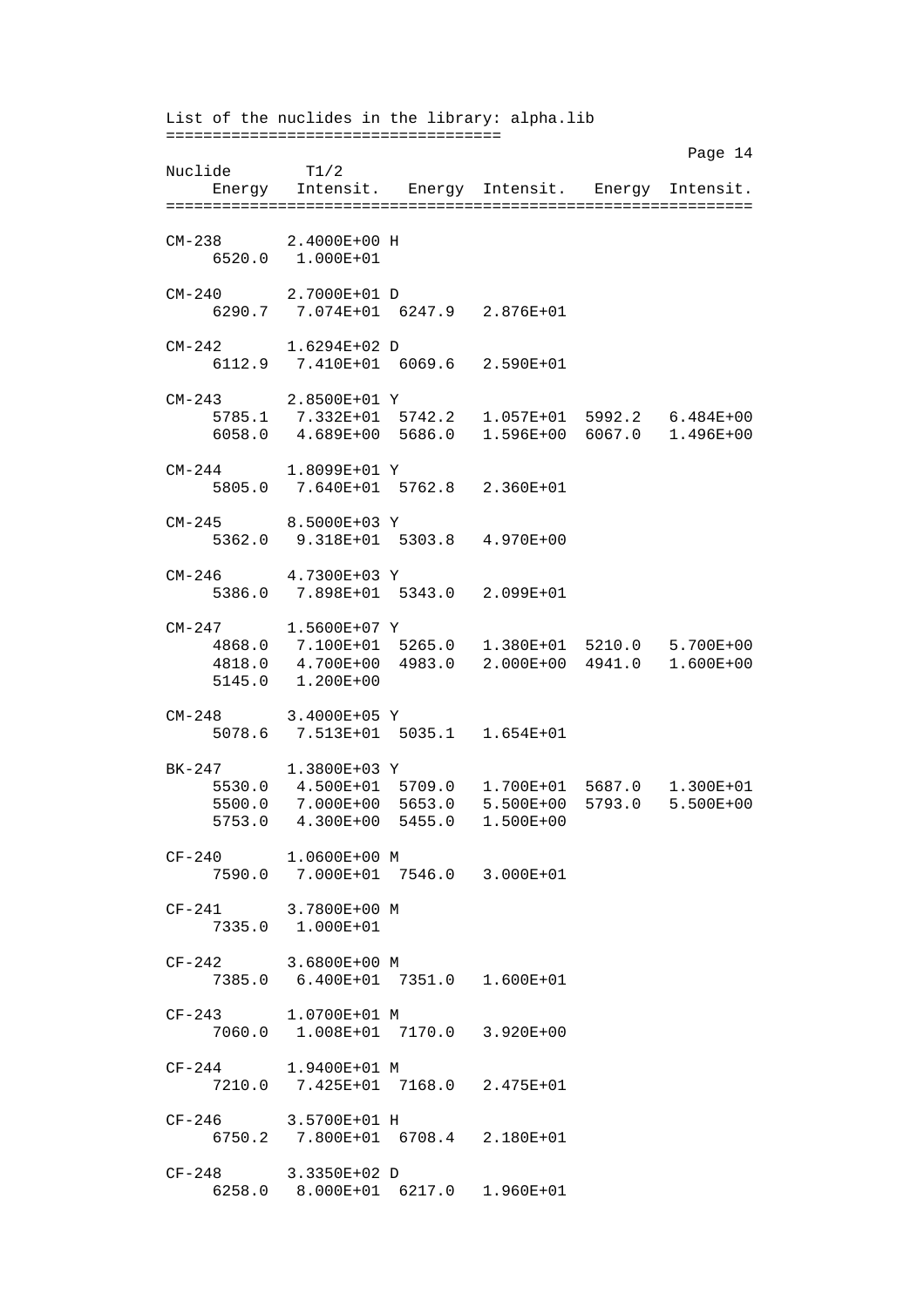List of the nuclides in the library: alpha.lib
====================================

```
Nuclide        T1/2
     Energy   Intensit.   Energy  Intensit.   Energy  Intensit.
===============================================================

CM-238       2.4000E+00 H
     6520.0   1.000E+01

CM-240       2.7000E+01 D
     6290.7   7.074E+01  6247.9   2.876E+01

CM-242       1.6294E+02 D
     6112.9   7.410E+01  6069.6   2.590E+01

CM-243       2.8500E+01 Y
     5785.1   7.332E+01  5742.2   1.057E+01  5992.2   6.484E+00
     6058.0   4.689E+00  5686.0   1.596E+00  6067.0   1.496E+00

CM-244       1.8099E+01 Y
     5805.0   7.640E+01  5762.8   2.360E+01

CM-245       8.5000E+03 Y
     5362.0   9.318E+01  5303.8   4.970E+00

CM-246       4.7300E+03 Y
     5386.0   7.898E+01  5343.0   2.099E+01

CM-247       1.5600E+07 Y
     4868.0   7.100E+01  5265.0   1.380E+01  5210.0   5.700E+00
     4818.0   4.700E+00  4983.0   2.000E+00  4941.0   1.600E+00
     5145.0   1.200E+00

CM-248       3.4000E+05 Y
     5078.6   7.513E+01  5035.1   1.654E+01

BK-247       1.3800E+03 Y
     5530.0   4.500E+01  5709.0   1.700E+01  5687.0   1.300E+01
     5500.0   7.000E+00  5653.0   5.500E+00  5793.0   5.500E+00
     5753.0   4.300E+00  5455.0   1.500E+00

CF-240       1.0600E+00 M
     7590.0   7.000E+01  7546.0   3.000E+01

CF-241       3.7800E+00 M
     7335.0   1.000E+01

CF-242       3.6800E+00 M
     7385.0   6.400E+01  7351.0   1.600E+01

CF-243       1.0700E+01 M
     7060.0   1.008E+01  7170.0   3.920E+00

CF-244       1.9400E+01 M
     7210.0   7.425E+01  7168.0   2.475E+01

CF-246       3.5700E+01 H
     6750.2   7.800E+01  6708.4   2.180E+01

CF-248       3.3350E+02 D
     6258.0   8.000E+01  6217.0   1.960E+01
```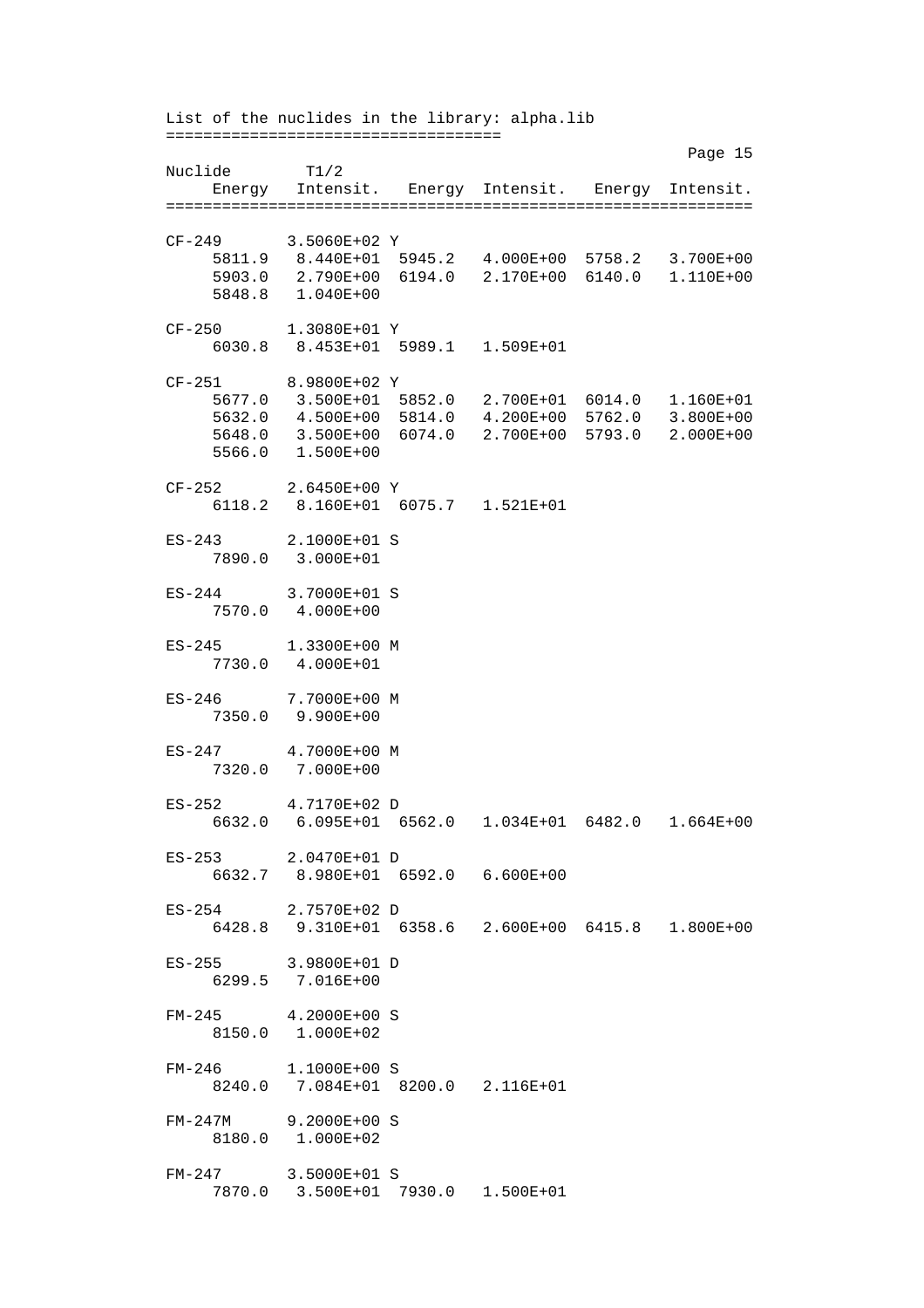List of the nuclides in the library: alpha.lib

| Nuclide | T1/2 | | | | |
|---|---|---|---|---|---|
| Energy | Intensit. | Energy | Intensit. | Energy | Intensit. |
| CF-249 | 3.5060E+02 Y | | | | |
| 5811.9 | 8.440E+01 | 5945.2 | 4.000E+00 | 5758.2 | 3.700E+00 |
| 5903.0 | 2.790E+00 | 6194.0 | 2.170E+00 | 6140.0 | 1.110E+00 |
| 5848.8 | 1.040E+00 | | | | |
| CF-250 | 1.3080E+01 Y | | | | |
| 6030.8 | 8.453E+01 | 5989.1 | 1.509E+01 | | |
| CF-251 | 8.9800E+02 Y | | | | |
| 5677.0 | 3.500E+01 | 5852.0 | 2.700E+01 | 6014.0 | 1.160E+01 |
| 5632.0 | 4.500E+00 | 5814.0 | 4.200E+00 | 5762.0 | 3.800E+00 |
| 5648.0 | 3.500E+00 | 6074.0 | 2.700E+00 | 5793.0 | 2.000E+00 |
| 5566.0 | 1.500E+00 | | | | |
| CF-252 | 2.6450E+00 Y | | | | |
| 6118.2 | 8.160E+01 | 6075.7 | 1.521E+01 | | |
| ES-243 | 2.1000E+01 S | | | | |
| 7890.0 | 3.000E+01 | | | | |
| ES-244 | 3.7000E+01 S | | | | |
| 7570.0 | 4.000E+00 | | | | |
| ES-245 | 1.3300E+00 M | | | | |
| 7730.0 | 4.000E+01 | | | | |
| ES-246 | 7.7000E+00 M | | | | |
| 7350.0 | 9.900E+00 | | | | |
| ES-247 | 4.7000E+00 M | | | | |
| 7320.0 | 7.000E+00 | | | | |
| ES-252 | 4.7170E+02 D | | | | |
| 6632.0 | 6.095E+01 | 6562.0 | 1.034E+01 | 6482.0 | 1.664E+00 |
| ES-253 | 2.0470E+01 D | | | | |
| 6632.7 | 8.980E+01 | 6592.0 | 6.600E+00 | | |
| ES-254 | 2.7570E+02 D | | | | |
| 6428.8 | 9.310E+01 | 6358.6 | 2.600E+00 | 6415.8 | 1.800E+00 |
| ES-255 | 3.9800E+01 D | | | | |
| 6299.5 | 7.016E+00 | | | | |
| FM-245 | 4.2000E+00 S | | | | |
| 8150.0 | 1.000E+02 | | | | |
| FM-246 | 1.1000E+00 S | | | | |
| 8240.0 | 7.084E+01 | 8200.0 | 2.116E+01 | | |
| FM-247M | 9.2000E+00 S | | | | |
| 8180.0 | 1.000E+02 | | | | |
| FM-247 | 3.5000E+01 S | | | | |
| 7870.0 | 3.500E+01 | 7930.0 | 1.500E+01 | | |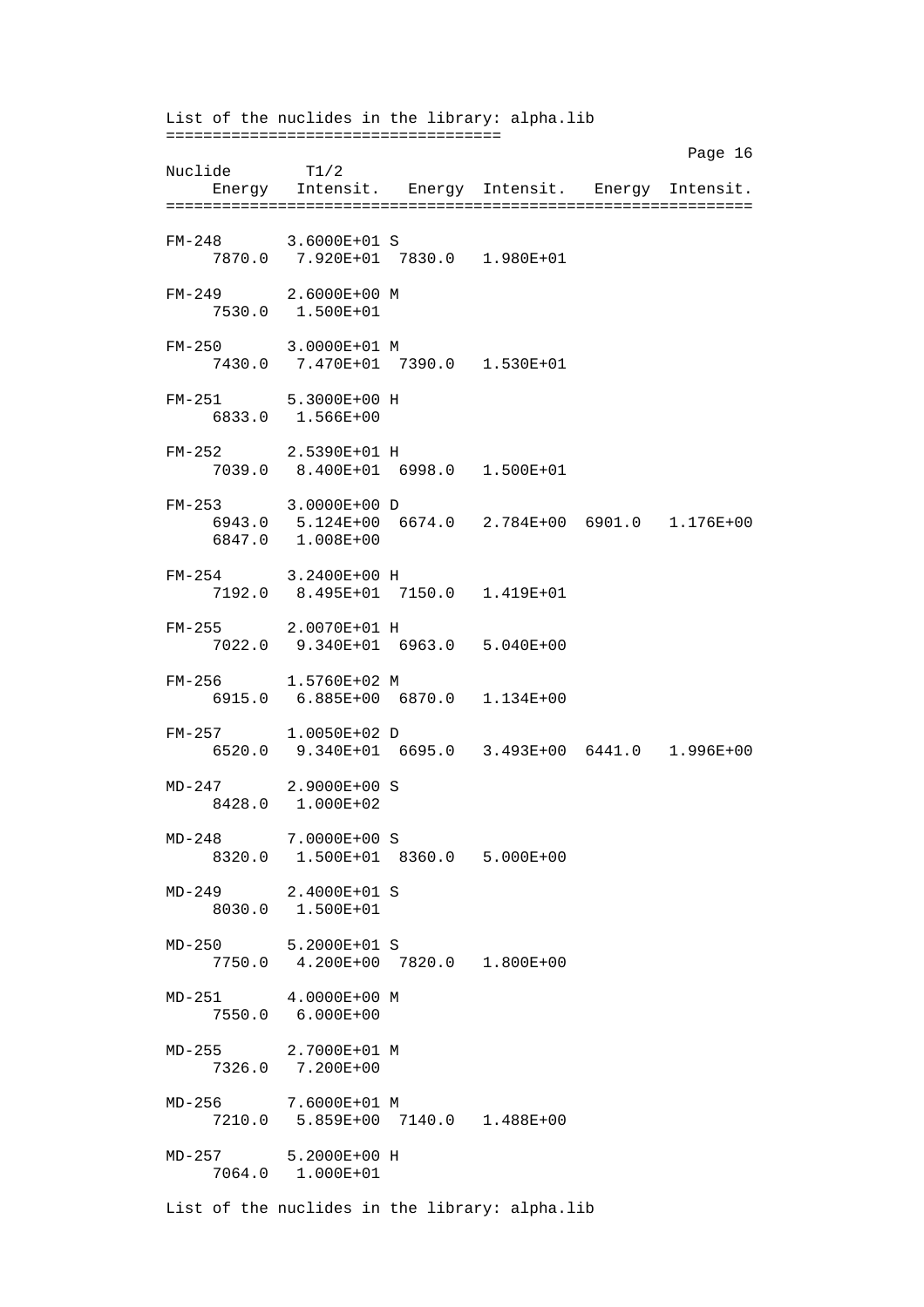List of the nuclides in the library: alpha.lib

```
Nuclide        T1/2
     Energy   Intensit.   Energy  Intensit.   Energy  Intensit.
===============================================================

FM-248       3.6000E+01 S
     7870.0   7.920E+01  7830.0   1.980E+01

FM-249       2.6000E+00 M
     7530.0   1.500E+01

FM-250       3.0000E+01 M
     7430.0   7.470E+01  7390.0   1.530E+01

FM-251       5.3000E+00 H
     6833.0   1.566E+00

FM-252       2.5390E+01 H
     7039.0   8.400E+01  6998.0   1.500E+01

FM-253       3.0000E+00 D
     6943.0   5.124E+00  6674.0   2.784E+00  6901.0   1.176E+00
     6847.0   1.008E+00

FM-254       3.2400E+00 H
     7192.0   8.495E+01  7150.0   1.419E+01

FM-255       2.0070E+01 H
     7022.0   9.340E+01  6963.0   5.040E+00

FM-256       1.5760E+02 M
     6915.0   6.885E+00  6870.0   1.134E+00

FM-257       1.0050E+02 D
     6520.0   9.340E+01  6695.0   3.493E+00  6441.0   1.996E+00

MD-247       2.9000E+00 S
     8428.0   1.000E+02

MD-248       7.0000E+00 S
     8320.0   1.500E+01  8360.0   5.000E+00

MD-249       2.4000E+01 S
     8030.0   1.500E+01

MD-250       5.2000E+01 S
     7750.0   4.200E+00  7820.0   1.800E+00

MD-251       4.0000E+00 M
     7550.0   6.000E+00

MD-255       2.7000E+01 M
     7326.0   7.200E+00

MD-256       7.6000E+01 M
     7210.0   5.859E+00  7140.0   1.488E+00

MD-257       5.2000E+00 H
     7064.0   1.000E+01
```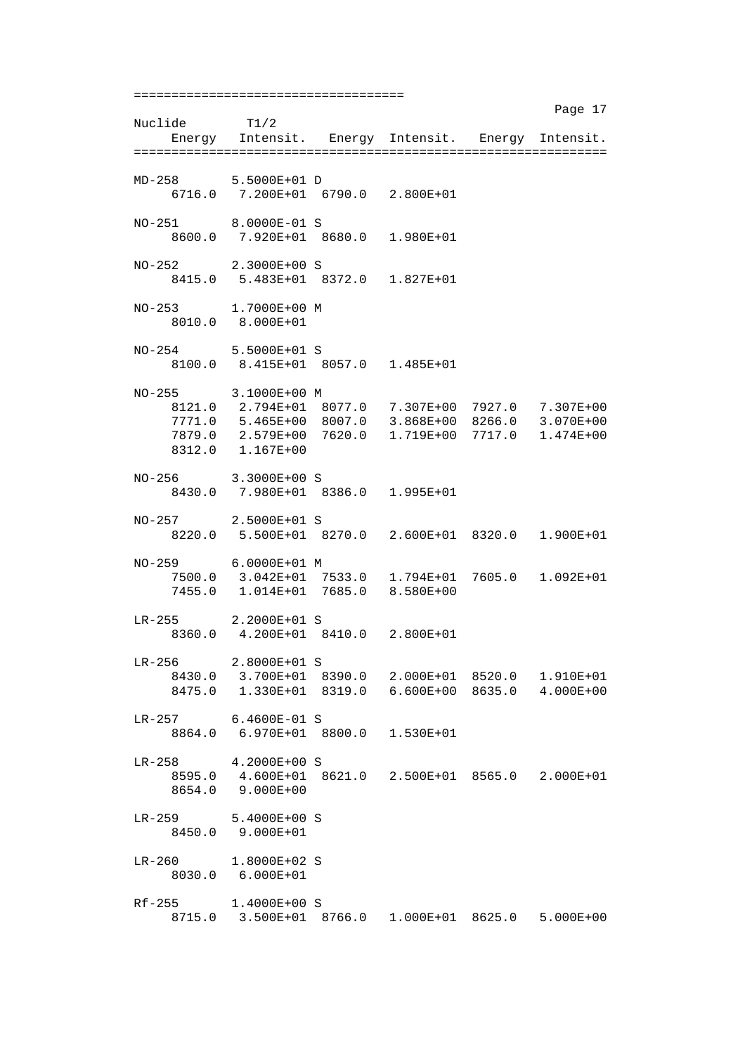| Nuclide | T1/2 | | | | |
|---|---|---|---|---|---|
| Energy | Intensit. | Energy | Intensit. | Energy | Intensit. |
| MD-258 | 5.5000E+01 D | | | | |
| 6716.0 | 7.200E+01 | 6790.0 | 2.800E+01 | | |
| NO-251 | 8.0000E-01 S | | | | |
| 8600.0 | 7.920E+01 | 8680.0 | 1.980E+01 | | |
| NO-252 | 2.3000E+00 S | | | | |
| 8415.0 | 5.483E+01 | 8372.0 | 1.827E+01 | | |
| NO-253 | 1.7000E+00 M | | | | |
| 8010.0 | 8.000E+01 | | | | |
| NO-254 | 5.5000E+01 S | | | | |
| 8100.0 | 8.415E+01 | 8057.0 | 1.485E+01 | | |
| NO-255 | 3.1000E+00 M | | | | |
| 8121.0 | 2.794E+01 | 8077.0 | 7.307E+00 | 7927.0 | 7.307E+00 |
| 7771.0 | 5.465E+00 | 8007.0 | 3.868E+00 | 8266.0 | 3.070E+00 |
| 7879.0 | 2.579E+00 | 7620.0 | 1.719E+00 | 7717.0 | 1.474E+00 |
| 8312.0 | 1.167E+00 | | | | |
| NO-256 | 3.3000E+00 S | | | | |
| 8430.0 | 7.980E+01 | 8386.0 | 1.995E+01 | | |
| NO-257 | 2.5000E+01 S | | | | |
| 8220.0 | 5.500E+01 | 8270.0 | 2.600E+01 | 8320.0 | 1.900E+01 |
| NO-259 | 6.0000E+01 M | | | | |
| 7500.0 | 3.042E+01 | 7533.0 | 1.794E+01 | 7605.0 | 1.092E+01 |
| 7455.0 | 1.014E+01 | 7685.0 | 8.580E+00 | | |
| LR-255 | 2.2000E+01 S | | | | |
| 8360.0 | 4.200E+01 | 8410.0 | 2.800E+01 | | |
| LR-256 | 2.8000E+01 S | | | | |
| 8430.0 | 3.700E+01 | 8390.0 | 2.000E+01 | 8520.0 | 1.910E+01 |
| 8475.0 | 1.330E+01 | 8319.0 | 6.600E+00 | 8635.0 | 4.000E+00 |
| LR-257 | 6.4600E-01 S | | | | |
| 8864.0 | 6.970E+01 | 8800.0 | 1.530E+01 | | |
| LR-258 | 4.2000E+00 S | | | | |
| 8595.0 | 4.600E+01 | 8621.0 | 2.500E+01 | 8565.0 | 2.000E+01 |
| 8654.0 | 9.000E+00 | | | | |
| LR-259 | 5.4000E+00 S | | | | |
| 8450.0 | 9.000E+01 | | | | |
| LR-260 | 1.8000E+02 S | | | | |
| 8030.0 | 6.000E+01 | | | | |
| Rf-255 | 1.4000E+00 S | | | | |
| 8715.0 | 3.500E+01 | 8766.0 | 1.000E+01 | 8625.0 | 5.000E+00 |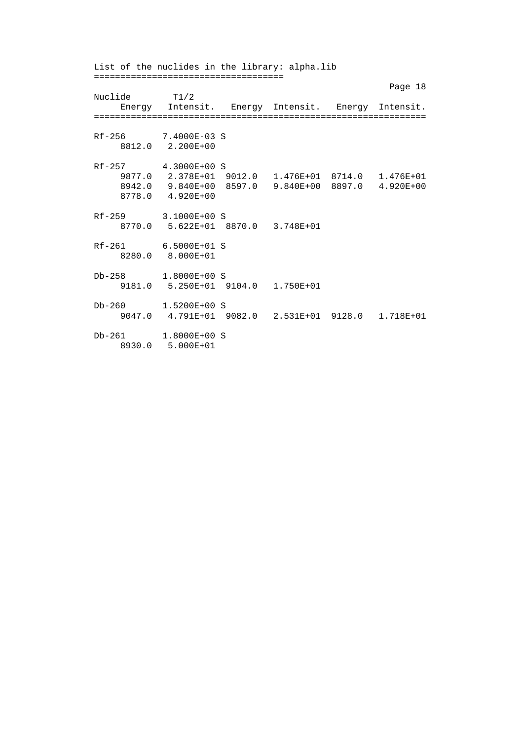List of the nuclides in the library: alpha.lib

```
Nuclide       T1/2
     Energy   Intensit.  Energy  Intensit.   Energy  Intensit.
================================================================

Rf-256       7.4000E-03 S
     8812.0   2.200E+00

Rf-257       4.3000E+00 S
     9877.0   2.378E+01  9012.0   1.476E+01  8714.0   1.476E+01
     8942.0   9.840E+00  8597.0   9.840E+00  8897.0   4.920E+00
     8778.0   4.920E+00

Rf-259       3.1000E+00 S
     8770.0   5.622E+01  8870.0   3.748E+01

Rf-261       6.5000E+01 S
     8280.0   8.000E+01

Db-258       1.8000E+00 S
     9181.0   5.250E+01  9104.0   1.750E+01

Db-260       1.5200E+00 S
     9047.0   4.791E+01  9082.0   2.531E+01  9128.0   1.718E+01

Db-261       1.8000E+00 S
     8930.0   5.000E+01
```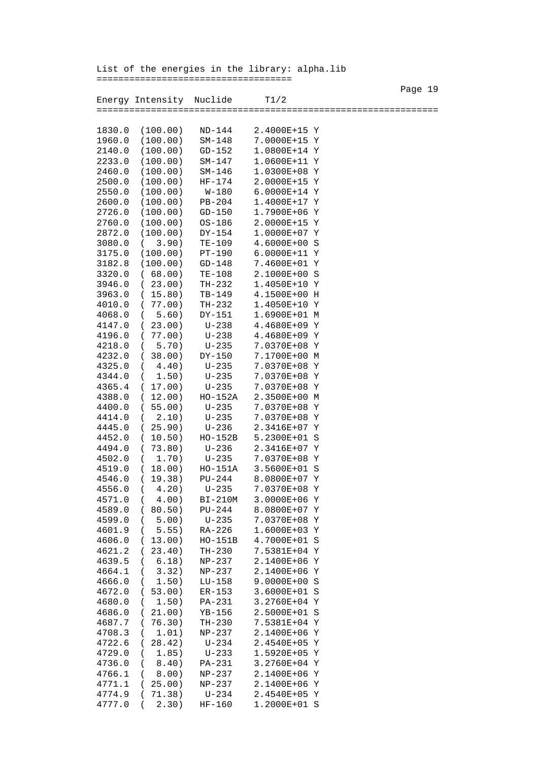List of the energies in the library: alpha.lib

| Energy | Intensity | Nuclide | T1/2 |
|---|---|---|---|
| 1830.0 | (100.00) | ND-144 | 2.4000E+15 Y |
| 1960.0 | (100.00) | SM-148 | 7.0000E+15 Y |
| 2140.0 | (100.00) | GD-152 | 1.0800E+14 Y |
| 2233.0 | (100.00) | SM-147 | 1.0600E+11 Y |
| 2460.0 | (100.00) | SM-146 | 1.0300E+08 Y |
| 2500.0 | (100.00) | HF-174 | 2.0000E+15 Y |
| 2550.0 | (100.00) | W-180 | 6.0000E+14 Y |
| 2600.0 | (100.00) | PB-204 | 1.4000E+17 Y |
| 2726.0 | (100.00) | GD-150 | 1.7900E+06 Y |
| 2760.0 | (100.00) | OS-186 | 2.0000E+15 Y |
| 2872.0 | (100.00) | DY-154 | 1.0000E+07 Y |
| 3080.0 | ( 3.90) | TE-109 | 4.6000E+00 S |
| 3175.0 | (100.00) | PT-190 | 6.0000E+11 Y |
| 3182.8 | (100.00) | GD-148 | 7.4600E+01 Y |
| 3320.0 | ( 68.00) | TE-108 | 2.1000E+00 S |
| 3946.0 | ( 23.00) | TH-232 | 1.4050E+10 Y |
| 3963.0 | ( 15.80) | TB-149 | 4.1500E+00 H |
| 4010.0 | ( 77.00) | TH-232 | 1.4050E+10 Y |
| 4068.0 | ( 5.60) | DY-151 | 1.6900E+01 M |
| 4147.0 | ( 23.00) | U-238 | 4.4680E+09 Y |
| 4196.0 | ( 77.00) | U-238 | 4.4680E+09 Y |
| 4218.0 | ( 5.70) | U-235 | 7.0370E+08 Y |
| 4232.0 | ( 38.00) | DY-150 | 7.1700E+00 M |
| 4325.0 | ( 4.40) | U-235 | 7.0370E+08 Y |
| 4344.0 | ( 1.50) | U-235 | 7.0370E+08 Y |
| 4365.4 | ( 17.00) | U-235 | 7.0370E+08 Y |
| 4388.0 | ( 12.00) | HO-152A | 2.3500E+00 M |
| 4400.0 | ( 55.00) | U-235 | 7.0370E+08 Y |
| 4414.0 | ( 2.10) | U-235 | 7.0370E+08 Y |
| 4445.0 | ( 25.90) | U-236 | 2.3416E+07 Y |
| 4452.0 | ( 10.50) | HO-152B | 5.2300E+01 S |
| 4494.0 | ( 73.80) | U-236 | 2.3416E+07 Y |
| 4502.0 | ( 1.70) | U-235 | 7.0370E+08 Y |
| 4519.0 | ( 18.00) | HO-151A | 3.5600E+01 S |
| 4546.0 | ( 19.38) | PU-244 | 8.0800E+07 Y |
| 4556.0 | ( 4.20) | U-235 | 7.0370E+08 Y |
| 4571.0 | ( 4.00) | BI-210M | 3.0000E+06 Y |
| 4589.0 | ( 80.50) | PU-244 | 8.0800E+07 Y |
| 4599.0 | ( 5.00) | U-235 | 7.0370E+08 Y |
| 4601.9 | ( 5.55) | RA-226 | 1.6000E+03 Y |
| 4606.0 | ( 13.00) | HO-151B | 4.7000E+01 S |
| 4621.2 | ( 23.40) | TH-230 | 7.5381E+04 Y |
| 4639.5 | ( 6.18) | NP-237 | 2.1400E+06 Y |
| 4664.1 | ( 3.32) | NP-237 | 2.1400E+06 Y |
| 4666.0 | ( 1.50) | LU-158 | 9.0000E+00 S |
| 4672.0 | ( 53.00) | ER-153 | 3.6000E+01 S |
| 4680.0 | ( 1.50) | PA-231 | 3.2760E+04 Y |
| 4686.0 | ( 21.00) | YB-156 | 2.5000E+01 S |
| 4687.7 | ( 76.30) | TH-230 | 7.5381E+04 Y |
| 4708.3 | ( 1.01) | NP-237 | 2.1400E+06 Y |
| 4722.6 | ( 28.42) | U-234 | 2.4540E+05 Y |
| 4729.0 | ( 1.85) | U-233 | 1.5920E+05 Y |
| 4736.0 | ( 8.40) | PA-231 | 3.2760E+04 Y |
| 4766.1 | ( 8.00) | NP-237 | 2.1400E+06 Y |
| 4771.1 | ( 25.00) | NP-237 | 2.1400E+06 Y |
| 4774.9 | ( 71.38) | U-234 | 2.4540E+05 Y |
| 4777.0 | ( 2.30) | HF-160 | 1.2000E+01 S |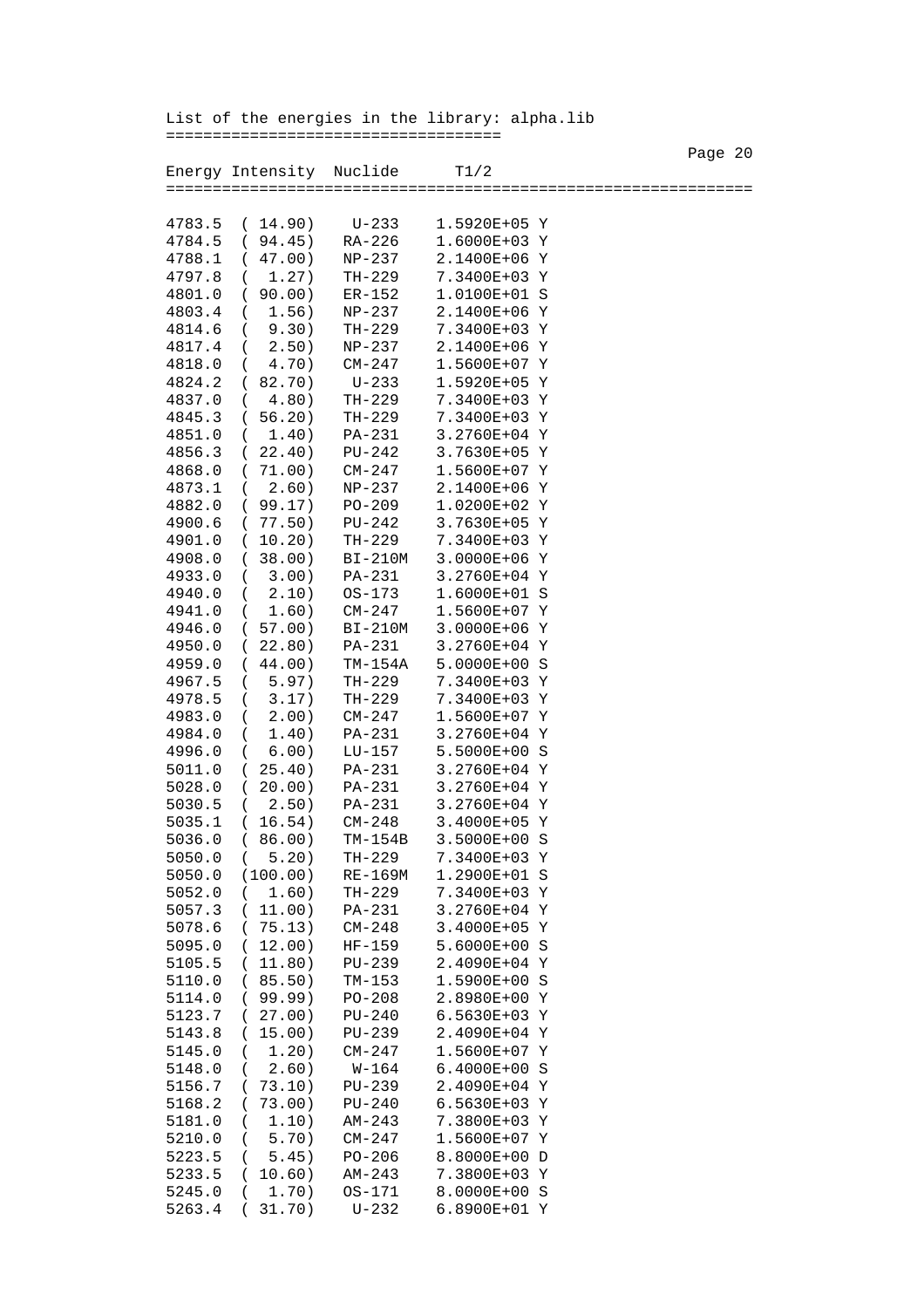List of the energies in the library: alpha.lib

| Energy | Intensity | Nuclide | T1/2 |
|---|---|---|---|
| 4783.5 | ( 14.90) | U-233 | 1.5920E+05 Y |
| 4784.5 | ( 94.45) | RA-226 | 1.6000E+03 Y |
| 4788.1 | ( 47.00) | NP-237 | 2.1400E+06 Y |
| 4797.8 | ( 1.27) | TH-229 | 7.3400E+03 Y |
| 4801.0 | ( 90.00) | ER-152 | 1.0100E+01 S |
| 4803.4 | ( 1.56) | NP-237 | 2.1400E+06 Y |
| 4814.6 | ( 9.30) | TH-229 | 7.3400E+03 Y |
| 4817.4 | ( 2.50) | NP-237 | 2.1400E+06 Y |
| 4818.0 | ( 4.70) | CM-247 | 1.5600E+07 Y |
| 4824.2 | ( 82.70) | U-233 | 1.5920E+05 Y |
| 4837.0 | ( 4.80) | TH-229 | 7.3400E+03 Y |
| 4845.3 | ( 56.20) | TH-229 | 7.3400E+03 Y |
| 4851.0 | ( 1.40) | PA-231 | 3.2760E+04 Y |
| 4856.3 | ( 22.40) | PU-242 | 3.7630E+05 Y |
| 4868.0 | ( 71.00) | CM-247 | 1.5600E+07 Y |
| 4873.1 | ( 2.60) | NP-237 | 2.1400E+06 Y |
| 4882.0 | ( 99.17) | PO-209 | 1.0200E+02 Y |
| 4900.6 | ( 77.50) | PU-242 | 3.7630E+05 Y |
| 4901.0 | ( 10.20) | TH-229 | 7.3400E+03 Y |
| 4908.0 | ( 38.00) | BI-210M | 3.0000E+06 Y |
| 4933.0 | ( 3.00) | PA-231 | 3.2760E+04 Y |
| 4940.0 | ( 2.10) | OS-173 | 1.6000E+01 S |
| 4941.0 | ( 1.60) | CM-247 | 1.5600E+07 Y |
| 4946.0 | ( 57.00) | BI-210M | 3.0000E+06 Y |
| 4950.0 | ( 22.80) | PA-231 | 3.2760E+04 Y |
| 4959.0 | ( 44.00) | TM-154A | 5.0000E+00 S |
| 4967.5 | ( 5.97) | TH-229 | 7.3400E+03 Y |
| 4978.5 | ( 3.17) | TH-229 | 7.3400E+03 Y |
| 4983.0 | ( 2.00) | CM-247 | 1.5600E+07 Y |
| 4984.0 | ( 1.40) | PA-231 | 3.2760E+04 Y |
| 4996.0 | ( 6.00) | LU-157 | 5.5000E+00 S |
| 5011.0 | ( 25.40) | PA-231 | 3.2760E+04 Y |
| 5028.0 | ( 20.00) | PA-231 | 3.2760E+04 Y |
| 5030.5 | ( 2.50) | PA-231 | 3.2760E+04 Y |
| 5035.1 | ( 16.54) | CM-248 | 3.4000E+05 Y |
| 5036.0 | ( 86.00) | TM-154B | 3.5000E+00 S |
| 5050.0 | ( 5.20) | TH-229 | 7.3400E+03 Y |
| 5050.0 | (100.00) | RE-169M | 1.2900E+01 S |
| 5052.0 | ( 1.60) | TH-229 | 7.3400E+03 Y |
| 5057.3 | ( 11.00) | PA-231 | 3.2760E+04 Y |
| 5078.6 | ( 75.13) | CM-248 | 3.4000E+05 Y |
| 5095.0 | ( 12.00) | HF-159 | 5.6000E+00 S |
| 5105.5 | ( 11.80) | PU-239 | 2.4090E+04 Y |
| 5110.0 | ( 85.50) | TM-153 | 1.5900E+00 S |
| 5114.0 | ( 99.99) | PO-208 | 2.8980E+00 Y |
| 5123.7 | ( 27.00) | PU-240 | 6.5630E+03 Y |
| 5143.8 | ( 15.00) | PU-239 | 2.4090E+04 Y |
| 5145.0 | ( 1.20) | CM-247 | 1.5600E+07 Y |
| 5148.0 | ( 2.60) | W-164 | 6.4000E+00 S |
| 5156.7 | ( 73.10) | PU-239 | 2.4090E+04 Y |
| 5168.2 | ( 73.00) | PU-240 | 6.5630E+03 Y |
| 5181.0 | ( 1.10) | AM-243 | 7.3800E+03 Y |
| 5210.0 | ( 5.70) | CM-247 | 1.5600E+07 Y |
| 5223.5 | ( 5.45) | PO-206 | 8.8000E+00 D |
| 5233.5 | ( 10.60) | AM-243 | 7.3800E+03 Y |
| 5245.0 | ( 1.70) | OS-171 | 8.0000E+00 S |
| 5263.4 | ( 31.70) | U-232 | 6.8900E+01 Y |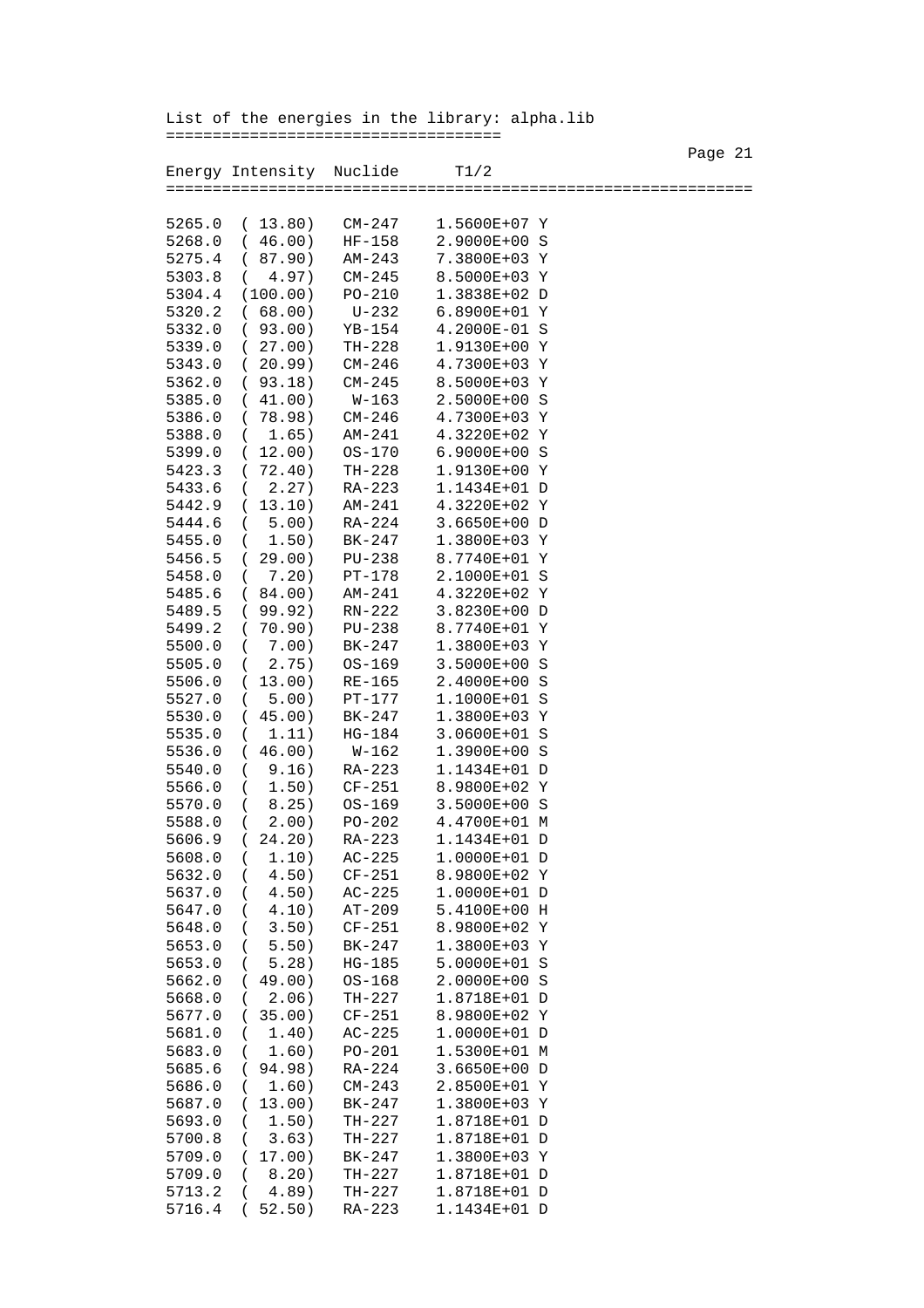List of the energies in the library: alpha.lib

| Energy | Intensity | Nuclide | T1/2 |
|---|---|---|---|
| 5265.0 | ( 13.80) | CM-247 | 1.5600E+07 Y |
| 5268.0 | ( 46.00) | HF-158 | 2.9000E+00 S |
| 5275.4 | ( 87.90) | AM-243 | 7.3800E+03 Y |
| 5303.8 | ( 4.97) | CM-245 | 8.5000E+03 Y |
| 5304.4 | (100.00) | PO-210 | 1.3838E+02 D |
| 5320.2 | ( 68.00) | U-232 | 6.8900E+01 Y |
| 5332.0 | ( 93.00) | YB-154 | 4.2000E-01 S |
| 5339.0 | ( 27.00) | TH-228 | 1.9130E+00 Y |
| 5343.0 | ( 20.99) | CM-246 | 4.7300E+03 Y |
| 5362.0 | ( 93.18) | CM-245 | 8.5000E+03 Y |
| 5385.0 | ( 41.00) | W-163 | 2.5000E+00 S |
| 5386.0 | ( 78.98) | CM-246 | 4.7300E+03 Y |
| 5388.0 | ( 1.65) | AM-241 | 4.3220E+02 Y |
| 5399.0 | ( 12.00) | OS-170 | 6.9000E+00 S |
| 5423.3 | ( 72.40) | TH-228 | 1.9130E+00 Y |
| 5433.6 | ( 2.27) | RA-223 | 1.1434E+01 D |
| 5442.9 | ( 13.10) | AM-241 | 4.3220E+02 Y |
| 5444.6 | ( 5.00) | RA-224 | 3.6650E+00 D |
| 5455.0 | ( 1.50) | BK-247 | 1.3800E+03 Y |
| 5456.5 | ( 29.00) | PU-238 | 8.7740E+01 Y |
| 5458.0 | ( 7.20) | PT-178 | 2.1000E+01 S |
| 5485.6 | ( 84.00) | AM-241 | 4.3220E+02 Y |
| 5489.5 | ( 99.92) | RN-222 | 3.8230E+00 D |
| 5499.2 | ( 70.90) | PU-238 | 8.7740E+01 Y |
| 5500.0 | ( 7.00) | BK-247 | 1.3800E+03 Y |
| 5505.0 | ( 2.75) | OS-169 | 3.5000E+00 S |
| 5506.0 | ( 13.00) | RE-165 | 2.4000E+00 S |
| 5527.0 | ( 5.00) | PT-177 | 1.1000E+01 S |
| 5530.0 | ( 45.00) | BK-247 | 1.3800E+03 Y |
| 5535.0 | ( 1.11) | HG-184 | 3.0600E+01 S |
| 5536.0 | ( 46.00) | W-162 | 1.3900E+00 S |
| 5540.0 | ( 9.16) | RA-223 | 1.1434E+01 D |
| 5566.0 | ( 1.50) | CF-251 | 8.9800E+02 Y |
| 5570.0 | ( 8.25) | OS-169 | 3.5000E+00 S |
| 5588.0 | ( 2.00) | PO-202 | 4.4700E+01 M |
| 5606.9 | ( 24.20) | RA-223 | 1.1434E+01 D |
| 5608.0 | ( 1.10) | AC-225 | 1.0000E+01 D |
| 5632.0 | ( 4.50) | CF-251 | 8.9800E+02 Y |
| 5637.0 | ( 4.50) | AC-225 | 1.0000E+01 D |
| 5647.0 | ( 4.10) | AT-209 | 5.4100E+00 H |
| 5648.0 | ( 3.50) | CF-251 | 8.9800E+02 Y |
| 5653.0 | ( 5.50) | BK-247 | 1.3800E+03 Y |
| 5653.0 | ( 5.28) | HG-185 | 5.0000E+01 S |
| 5662.0 | ( 49.00) | OS-168 | 2.0000E+00 S |
| 5668.0 | ( 2.06) | TH-227 | 1.8718E+01 D |
| 5677.0 | ( 35.00) | CF-251 | 8.9800E+02 Y |
| 5681.0 | ( 1.40) | AC-225 | 1.0000E+01 D |
| 5683.0 | ( 1.60) | PO-201 | 1.5300E+01 M |
| 5685.6 | ( 94.98) | RA-224 | 3.6650E+00 D |
| 5686.0 | ( 1.60) | CM-243 | 2.8500E+01 Y |
| 5687.0 | ( 13.00) | BK-247 | 1.3800E+03 Y |
| 5693.0 | ( 1.50) | TH-227 | 1.8718E+01 D |
| 5700.8 | ( 3.63) | TH-227 | 1.8718E+01 D |
| 5709.0 | ( 17.00) | BK-247 | 1.3800E+03 Y |
| 5709.0 | ( 8.20) | TH-227 | 1.8718E+01 D |
| 5713.2 | ( 4.89) | TH-227 | 1.8718E+01 D |
| 5716.4 | ( 52.50) | RA-223 | 1.1434E+01 D |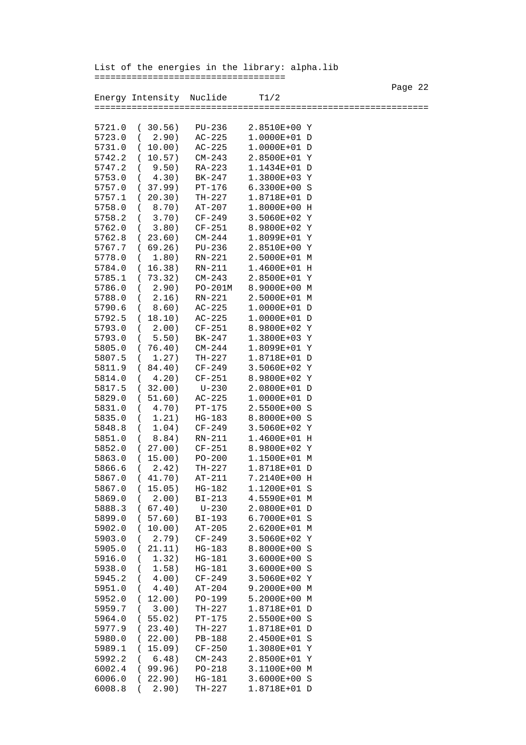List of the energies in the library: alpha.lib

| Energy | Intensity | Nuclide | T1/2 |
|---|---|---|---|
| 5721.0 | ( 30.56) | PU-236 | 2.8510E+00 Y |
| 5723.0 | ( 2.90) | AC-225 | 1.0000E+01 D |
| 5731.0 | ( 10.00) | AC-225 | 1.0000E+01 D |
| 5742.2 | ( 10.57) | CM-243 | 2.8500E+01 Y |
| 5747.2 | ( 9.50) | RA-223 | 1.1434E+01 D |
| 5753.0 | ( 4.30) | BK-247 | 1.3800E+03 Y |
| 5757.0 | ( 37.99) | PT-176 | 6.3300E+00 S |
| 5757.1 | ( 20.30) | TH-227 | 1.8718E+01 D |
| 5758.0 | ( 8.70) | AT-207 | 1.8000E+00 H |
| 5758.2 | ( 3.70) | CF-249 | 3.5060E+02 Y |
| 5762.0 | ( 3.80) | CF-251 | 8.9800E+02 Y |
| 5762.8 | ( 23.60) | CM-244 | 1.8099E+01 Y |
| 5767.7 | ( 69.26) | PU-236 | 2.8510E+00 Y |
| 5778.0 | ( 1.80) | RN-221 | 2.5000E+01 M |
| 5784.0 | ( 16.38) | RN-211 | 1.4600E+01 H |
| 5785.1 | ( 73.32) | CM-243 | 2.8500E+01 Y |
| 5786.0 | ( 2.90) | PO-201M | 8.9000E+00 M |
| 5788.0 | ( 2.16) | RN-221 | 2.5000E+01 M |
| 5790.6 | ( 8.60) | AC-225 | 1.0000E+01 D |
| 5792.5 | ( 18.10) | AC-225 | 1.0000E+01 D |
| 5793.0 | ( 2.00) | CF-251 | 8.9800E+02 Y |
| 5793.0 | ( 5.50) | BK-247 | 1.3800E+03 Y |
| 5805.0 | ( 76.40) | CM-244 | 1.8099E+01 Y |
| 5807.5 | ( 1.27) | TH-227 | 1.8718E+01 D |
| 5811.9 | ( 84.40) | CF-249 | 3.5060E+02 Y |
| 5814.0 | ( 4.20) | CF-251 | 8.9800E+02 Y |
| 5817.5 | ( 32.00) | U-230 | 2.0800E+01 D |
| 5829.0 | ( 51.60) | AC-225 | 1.0000E+01 D |
| 5831.0 | ( 4.70) | PT-175 | 2.5500E+00 S |
| 5835.0 | ( 1.21) | HG-183 | 8.8000E+00 S |
| 5848.8 | ( 1.04) | CF-249 | 3.5060E+02 Y |
| 5851.0 | ( 8.84) | RN-211 | 1.4600E+01 H |
| 5852.0 | ( 27.00) | CF-251 | 8.9800E+02 Y |
| 5863.0 | ( 15.00) | PO-200 | 1.1500E+01 M |
| 5866.6 | ( 2.42) | TH-227 | 1.8718E+01 D |
| 5867.0 | ( 41.70) | AT-211 | 7.2140E+00 H |
| 5867.0 | ( 15.05) | HG-182 | 1.1200E+01 S |
| 5869.0 | ( 2.00) | BI-213 | 4.5590E+01 M |
| 5888.3 | ( 67.40) | U-230 | 2.0800E+01 D |
| 5899.0 | ( 57.60) | BI-193 | 6.7000E+01 S |
| 5902.0 | ( 10.00) | AT-205 | 2.6200E+01 M |
| 5903.0 | ( 2.79) | CF-249 | 3.5060E+02 Y |
| 5905.0 | ( 21.11) | HG-183 | 8.8000E+00 S |
| 5916.0 | ( 1.32) | HG-181 | 3.6000E+00 S |
| 5938.0 | ( 1.58) | HG-181 | 3.6000E+00 S |
| 5945.2 | ( 4.00) | CF-249 | 3.5060E+02 Y |
| 5951.0 | ( 4.40) | AT-204 | 9.2000E+00 M |
| 5952.0 | ( 12.00) | PO-199 | 5.2000E+00 M |
| 5959.7 | ( 3.00) | TH-227 | 1.8718E+01 D |
| 5964.0 | ( 55.02) | PT-175 | 2.5500E+00 S |
| 5977.9 | ( 23.40) | TH-227 | 1.8718E+01 D |
| 5980.0 | ( 22.00) | PB-188 | 2.4500E+01 S |
| 5989.1 | ( 15.09) | CF-250 | 1.3080E+01 Y |
| 5992.2 | ( 6.48) | CM-243 | 2.8500E+01 Y |
| 6002.4 | ( 99.96) | PO-218 | 3.1100E+00 M |
| 6006.0 | ( 22.90) | HG-181 | 3.6000E+00 S |
| 6008.8 | ( 2.90) | TH-227 | 1.8718E+01 D |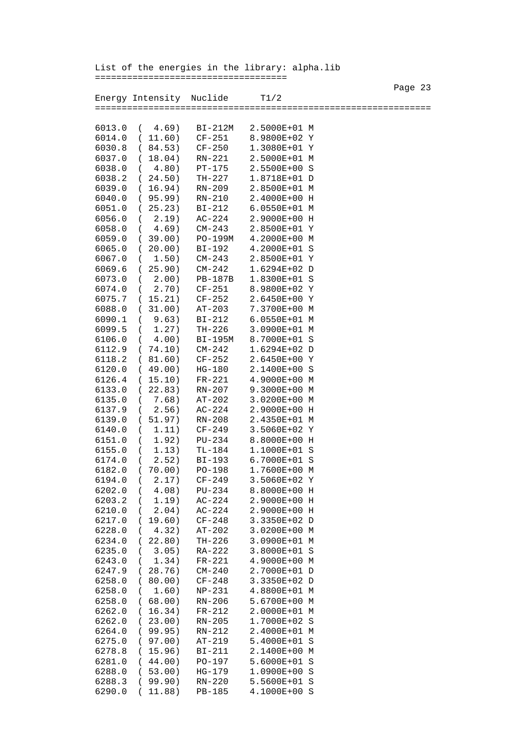List of the energies in the library: alpha.lib

| Energy | Intensity | Nuclide | T1/2 |
|---|---|---|---|
| 6013.0 | ( 4.69) | BI-212M | 2.5000E+01 M |
| 6014.0 | ( 11.60) | CF-251 | 8.9800E+02 Y |
| 6030.8 | ( 84.53) | CF-250 | 1.3080E+01 Y |
| 6037.0 | ( 18.04) | RN-221 | 2.5000E+01 M |
| 6038.0 | ( 4.80) | PT-175 | 2.5500E+00 S |
| 6038.2 | ( 24.50) | TH-227 | 1.8718E+01 D |
| 6039.0 | ( 16.94) | RN-209 | 2.8500E+01 M |
| 6040.0 | ( 95.99) | RN-210 | 2.4000E+00 H |
| 6051.0 | ( 25.23) | BI-212 | 6.0550E+01 M |
| 6056.0 | ( 2.19) | AC-224 | 2.9000E+00 H |
| 6058.0 | ( 4.69) | CM-243 | 2.8500E+01 Y |
| 6059.0 | ( 39.00) | PO-199M | 4.2000E+00 M |
| 6065.0 | ( 20.00) | BI-192 | 4.2000E+01 S |
| 6067.0 | ( 1.50) | CM-243 | 2.8500E+01 Y |
| 6069.6 | ( 25.90) | CM-242 | 1.6294E+02 D |
| 6073.0 | ( 2.00) | PB-187B | 1.8300E+01 S |
| 6074.0 | ( 2.70) | CF-251 | 8.9800E+02 Y |
| 6075.7 | ( 15.21) | CF-252 | 2.6450E+00 Y |
| 6088.0 | ( 31.00) | AT-203 | 7.3700E+00 M |
| 6090.1 | ( 9.63) | BI-212 | 6.0550E+01 M |
| 6099.5 | ( 1.27) | TH-226 | 3.0900E+01 M |
| 6106.0 | ( 4.00) | BI-195M | 8.7000E+01 S |
| 6112.9 | ( 74.10) | CM-242 | 1.6294E+02 D |
| 6118.2 | ( 81.60) | CF-252 | 2.6450E+00 Y |
| 6120.0 | ( 49.00) | HG-180 | 2.1400E+00 S |
| 6126.4 | ( 15.10) | FR-221 | 4.9000E+00 M |
| 6133.0 | ( 22.83) | RN-207 | 9.3000E+00 M |
| 6135.0 | ( 7.68) | AT-202 | 3.0200E+00 M |
| 6137.9 | ( 2.56) | AC-224 | 2.9000E+00 H |
| 6139.0 | ( 51.97) | RN-208 | 2.4350E+01 M |
| 6140.0 | ( 1.11) | CF-249 | 3.5060E+02 Y |
| 6151.0 | ( 1.92) | PU-234 | 8.8000E+00 H |
| 6155.0 | ( 1.13) | TL-184 | 1.1000E+01 S |
| 6174.0 | ( 2.52) | BI-193 | 6.7000E+01 S |
| 6182.0 | ( 70.00) | PO-198 | 1.7600E+00 M |
| 6194.0 | ( 2.17) | CF-249 | 3.5060E+02 Y |
| 6202.0 | ( 4.08) | PU-234 | 8.8000E+00 H |
| 6203.2 | ( 1.19) | AC-224 | 2.9000E+00 H |
| 6210.0 | ( 2.04) | AC-224 | 2.9000E+00 H |
| 6217.0 | ( 19.60) | CF-248 | 3.3350E+02 D |
| 6228.0 | ( 4.32) | AT-202 | 3.0200E+00 M |
| 6234.0 | ( 22.80) | TH-226 | 3.0900E+01 M |
| 6235.0 | ( 3.05) | RA-222 | 3.8000E+01 S |
| 6243.0 | ( 1.34) | FR-221 | 4.9000E+00 M |
| 6247.9 | ( 28.76) | CM-240 | 2.7000E+01 D |
| 6258.0 | ( 80.00) | CF-248 | 3.3350E+02 D |
| 6258.0 | ( 1.60) | NP-231 | 4.8800E+01 M |
| 6258.0 | ( 68.00) | RN-206 | 5.6700E+00 M |
| 6262.0 | ( 16.34) | FR-212 | 2.0000E+01 M |
| 6262.0 | ( 23.00) | RN-205 | 1.7000E+02 S |
| 6264.0 | ( 99.95) | RN-212 | 2.4000E+01 M |
| 6275.0 | ( 97.00) | AT-219 | 5.4000E+01 S |
| 6278.8 | ( 15.96) | BI-211 | 2.1400E+00 M |
| 6281.0 | ( 44.00) | PO-197 | 5.6000E+01 S |
| 6288.0 | ( 53.00) | HG-179 | 1.0900E+00 S |
| 6288.3 | ( 99.90) | RN-220 | 5.5600E+01 S |
| 6290.0 | ( 11.88) | PB-185 | 4.1000E+00 S |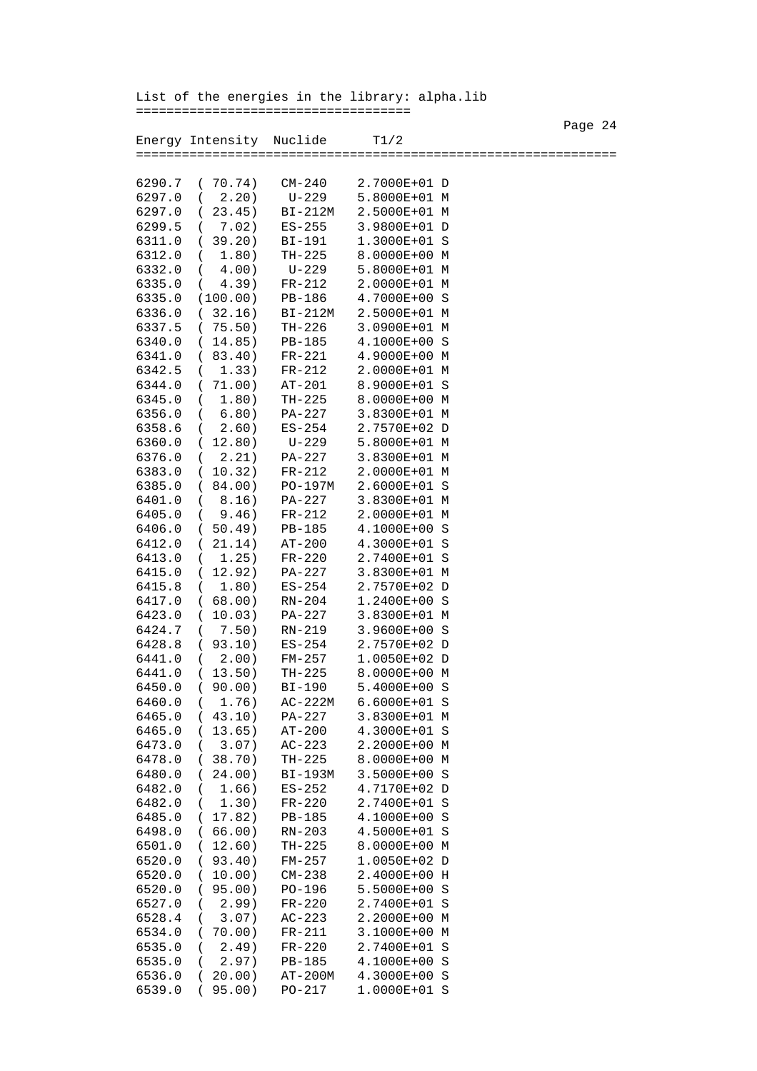List of the energies in the library: alpha.lib

| Energy | Intensity | Nuclide | T1/2 |
|---|---|---|---|
| 6290.7 | ( 70.74) | CM-240 | 2.7000E+01 D |
| 6297.0 | ( 2.20) | U-229 | 5.8000E+01 M |
| 6297.0 | ( 23.45) | BI-212M | 2.5000E+01 M |
| 6299.5 | ( 7.02) | ES-255 | 3.9800E+01 D |
| 6311.0 | ( 39.20) | BI-191 | 1.3000E+01 S |
| 6312.0 | ( 1.80) | TH-225 | 8.0000E+00 M |
| 6332.0 | ( 4.00) | U-229 | 5.8000E+01 M |
| 6335.0 | ( 4.39) | FR-212 | 2.0000E+01 M |
| 6335.0 | (100.00) | PB-186 | 4.7000E+00 S |
| 6336.0 | ( 32.16) | BI-212M | 2.5000E+01 M |
| 6337.5 | ( 75.50) | TH-226 | 3.0900E+01 M |
| 6340.0 | ( 14.85) | PB-185 | 4.1000E+00 S |
| 6341.0 | ( 83.40) | FR-221 | 4.9000E+00 M |
| 6342.5 | ( 1.33) | FR-212 | 2.0000E+01 M |
| 6344.0 | ( 71.00) | AT-201 | 8.9000E+01 S |
| 6345.0 | ( 1.80) | TH-225 | 8.0000E+00 M |
| 6356.0 | ( 6.80) | PA-227 | 3.8300E+01 M |
| 6358.6 | ( 2.60) | ES-254 | 2.7570E+02 D |
| 6360.0 | ( 12.80) | U-229 | 5.8000E+01 M |
| 6376.0 | ( 2.21) | PA-227 | 3.8300E+01 M |
| 6383.0 | ( 10.32) | FR-212 | 2.0000E+01 M |
| 6385.0 | ( 84.00) | PO-197M | 2.6000E+01 S |
| 6401.0 | ( 8.16) | PA-227 | 3.8300E+01 M |
| 6405.0 | ( 9.46) | FR-212 | 2.0000E+01 M |
| 6406.0 | ( 50.49) | PB-185 | 4.1000E+00 S |
| 6412.0 | ( 21.14) | AT-200 | 4.3000E+01 S |
| 6413.0 | ( 1.25) | FR-220 | 2.7400E+01 S |
| 6415.0 | ( 12.92) | PA-227 | 3.8300E+01 M |
| 6415.8 | ( 1.80) | ES-254 | 2.7570E+02 D |
| 6417.0 | ( 68.00) | RN-204 | 1.2400E+00 S |
| 6423.0 | ( 10.03) | PA-227 | 3.8300E+01 M |
| 6424.7 | ( 7.50) | RN-219 | 3.9600E+00 S |
| 6428.8 | ( 93.10) | ES-254 | 2.7570E+02 D |
| 6441.0 | ( 2.00) | FM-257 | 1.0050E+02 D |
| 6441.0 | ( 13.50) | TH-225 | 8.0000E+00 M |
| 6450.0 | ( 90.00) | BI-190 | 5.4000E+00 S |
| 6460.0 | ( 1.76) | AC-222M | 6.6000E+01 S |
| 6465.0 | ( 43.10) | PA-227 | 3.8300E+01 M |
| 6465.0 | ( 13.65) | AT-200 | 4.3000E+01 S |
| 6473.0 | ( 3.07) | AC-223 | 2.2000E+00 M |
| 6478.0 | ( 38.70) | TH-225 | 8.0000E+00 M |
| 6480.0 | ( 24.00) | BI-193M | 3.5000E+00 S |
| 6482.0 | ( 1.66) | ES-252 | 4.7170E+02 D |
| 6482.0 | ( 1.30) | FR-220 | 2.7400E+01 S |
| 6485.0 | ( 17.82) | PB-185 | 4.1000E+00 S |
| 6498.0 | ( 66.00) | RN-203 | 4.5000E+01 S |
| 6501.0 | ( 12.60) | TH-225 | 8.0000E+00 M |
| 6520.0 | ( 93.40) | FM-257 | 1.0050E+02 D |
| 6520.0 | ( 10.00) | CM-238 | 2.4000E+00 H |
| 6520.0 | ( 95.00) | PO-196 | 5.5000E+00 S |
| 6527.0 | ( 2.99) | FR-220 | 2.7400E+01 S |
| 6528.4 | ( 3.07) | AC-223 | 2.2000E+00 M |
| 6534.0 | ( 70.00) | FR-211 | 3.1000E+00 M |
| 6535.0 | ( 2.49) | FR-220 | 2.7400E+01 S |
| 6535.0 | ( 2.97) | PB-185 | 4.1000E+00 S |
| 6536.0 | ( 20.00) | AT-200M | 4.3000E+00 S |
| 6539.0 | ( 95.00) | PO-217 | 1.0000E+01 S |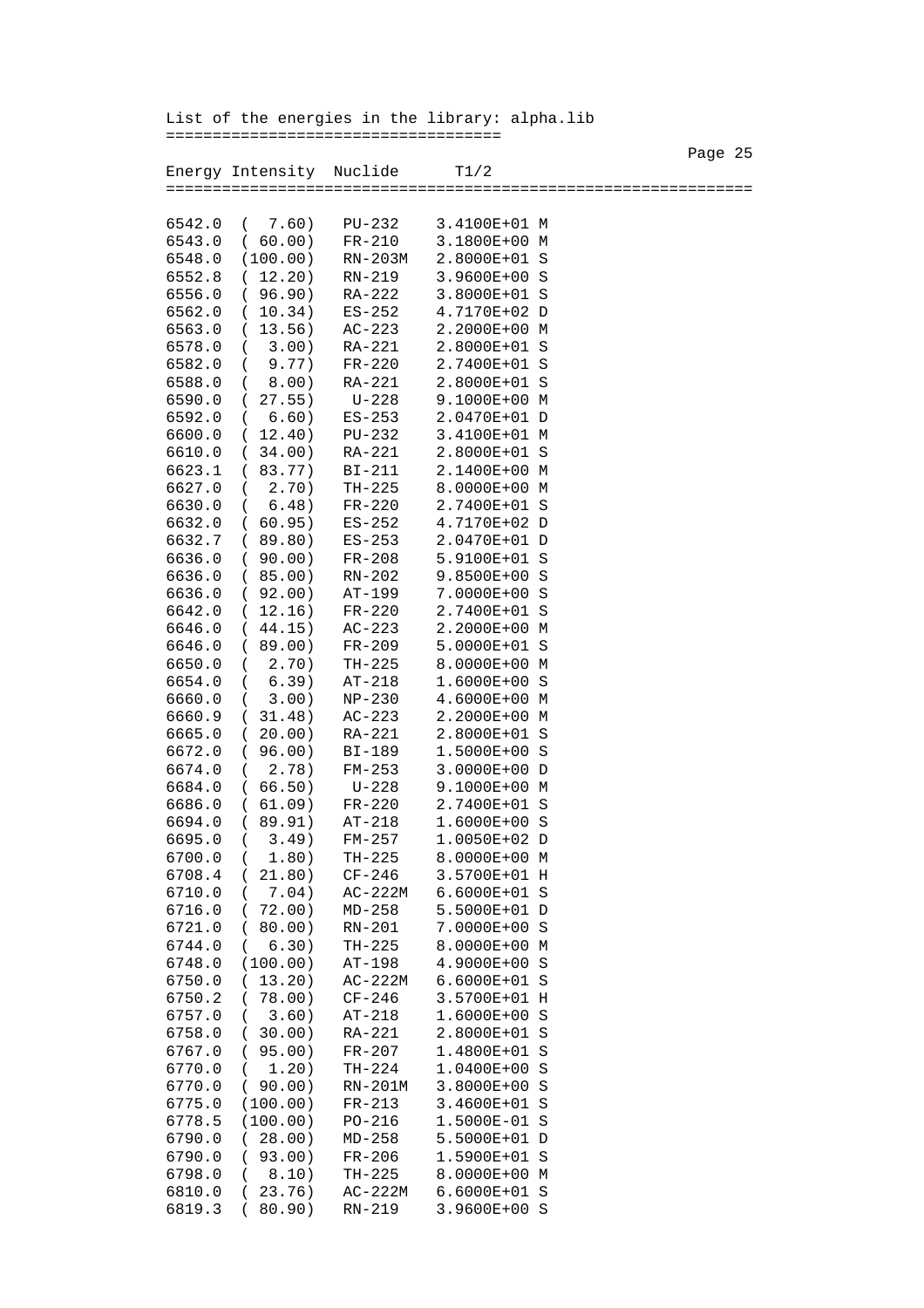List of the energies in the library: alpha.lib

| Energy | Intensity | Nuclide | T1/2 |
|---|---|---|---|
| 6542.0 | ( 7.60) | PU-232 | 3.4100E+01 M |
| 6543.0 | ( 60.00) | FR-210 | 3.1800E+00 M |
| 6548.0 | (100.00) | RN-203M | 2.8000E+01 S |
| 6552.8 | ( 12.20) | RN-219 | 3.9600E+00 S |
| 6556.0 | ( 96.90) | RA-222 | 3.8000E+01 S |
| 6562.0 | ( 10.34) | ES-252 | 4.7170E+02 D |
| 6563.0 | ( 13.56) | AC-223 | 2.2000E+00 M |
| 6578.0 | ( 3.00) | RA-221 | 2.8000E+01 S |
| 6582.0 | ( 9.77) | FR-220 | 2.7400E+01 S |
| 6588.0 | ( 8.00) | RA-221 | 2.8000E+01 S |
| 6590.0 | ( 27.55) | U-228 | 9.1000E+00 M |
| 6592.0 | ( 6.60) | ES-253 | 2.0470E+01 D |
| 6600.0 | ( 12.40) | PU-232 | 3.4100E+01 M |
| 6610.0 | ( 34.00) | RA-221 | 2.8000E+01 S |
| 6623.1 | ( 83.77) | BI-211 | 2.1400E+00 M |
| 6627.0 | ( 2.70) | TH-225 | 8.0000E+00 M |
| 6630.0 | ( 6.48) | FR-220 | 2.7400E+01 S |
| 6632.0 | ( 60.95) | ES-252 | 4.7170E+02 D |
| 6632.7 | ( 89.80) | ES-253 | 2.0470E+01 D |
| 6636.0 | ( 90.00) | FR-208 | 5.9100E+01 S |
| 6636.0 | ( 85.00) | RN-202 | 9.8500E+00 S |
| 6636.0 | ( 92.00) | AT-199 | 7.0000E+00 S |
| 6642.0 | ( 12.16) | FR-220 | 2.7400E+01 S |
| 6646.0 | ( 44.15) | AC-223 | 2.2000E+00 M |
| 6646.0 | ( 89.00) | FR-209 | 5.0000E+01 S |
| 6650.0 | ( 2.70) | TH-225 | 8.0000E+00 M |
| 6654.0 | ( 6.39) | AT-218 | 1.6000E+00 S |
| 6660.0 | ( 3.00) | NP-230 | 4.6000E+00 M |
| 6660.9 | ( 31.48) | AC-223 | 2.2000E+00 M |
| 6665.0 | ( 20.00) | RA-221 | 2.8000E+01 S |
| 6672.0 | ( 96.00) | BI-189 | 1.5000E+00 S |
| 6674.0 | ( 2.78) | FM-253 | 3.0000E+00 D |
| 6684.0 | ( 66.50) | U-228 | 9.1000E+00 M |
| 6686.0 | ( 61.09) | FR-220 | 2.7400E+01 S |
| 6694.0 | ( 89.91) | AT-218 | 1.6000E+00 S |
| 6695.0 | ( 3.49) | FM-257 | 1.0050E+02 D |
| 6700.0 | ( 1.80) | TH-225 | 8.0000E+00 M |
| 6708.4 | ( 21.80) | CF-246 | 3.5700E+01 H |
| 6710.0 | ( 7.04) | AC-222M | 6.6000E+01 S |
| 6716.0 | ( 72.00) | MD-258 | 5.5000E+01 D |
| 6721.0 | ( 80.00) | RN-201 | 7.0000E+00 S |
| 6744.0 | ( 6.30) | TH-225 | 8.0000E+00 M |
| 6748.0 | (100.00) | AT-198 | 4.9000E+00 S |
| 6750.0 | ( 13.20) | AC-222M | 6.6000E+01 S |
| 6750.2 | ( 78.00) | CF-246 | 3.5700E+01 H |
| 6757.0 | ( 3.60) | AT-218 | 1.6000E+00 S |
| 6758.0 | ( 30.00) | RA-221 | 2.8000E+01 S |
| 6767.0 | ( 95.00) | FR-207 | 1.4800E+01 S |
| 6770.0 | ( 1.20) | TH-224 | 1.0400E+00 S |
| 6770.0 | ( 90.00) | RN-201M | 3.8000E+00 S |
| 6775.0 | (100.00) | FR-213 | 3.4600E+01 S |
| 6778.5 | (100.00) | PO-216 | 1.5000E-01 S |
| 6790.0 | ( 28.00) | MD-258 | 5.5000E+01 D |
| 6790.0 | ( 93.00) | FR-206 | 1.5900E+01 S |
| 6798.0 | ( 8.10) | TH-225 | 8.0000E+00 M |
| 6810.0 | ( 23.76) | AC-222M | 6.6000E+01 S |
| 6819.3 | ( 80.90) | RN-219 | 3.9600E+00 S |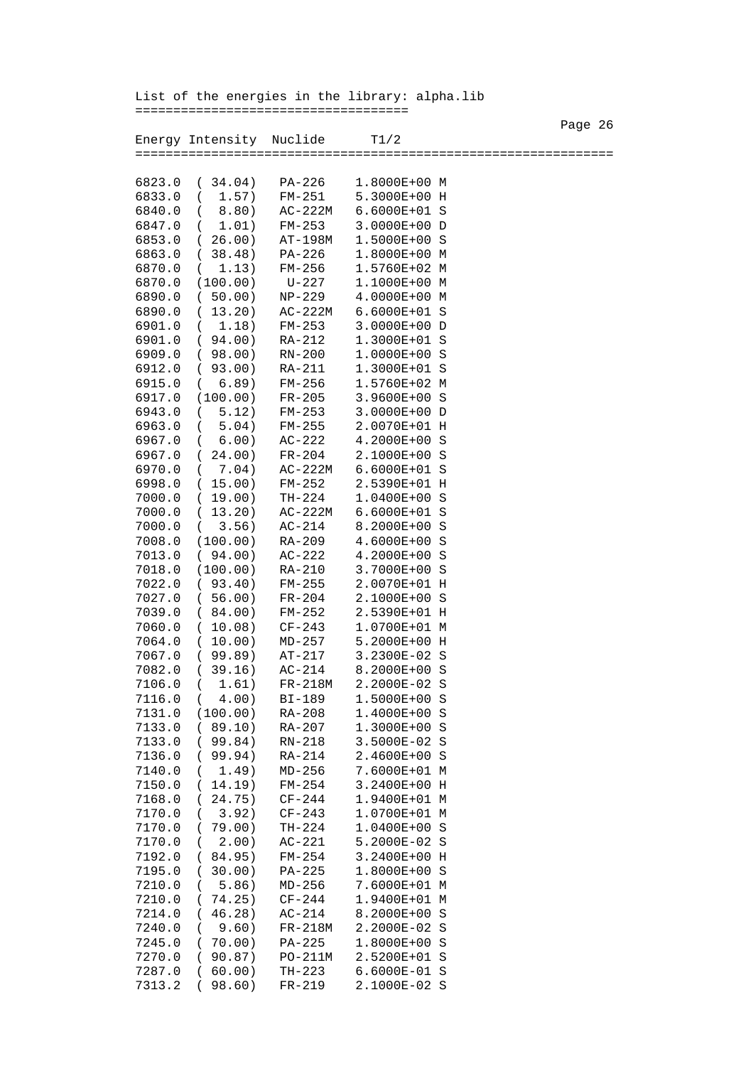List of the energies in the library: alpha.lib

| Energy | Intensity | Nuclide | T1/2 |
|---|---|---|---|
| 6823.0 | ( 34.04) | PA-226 | 1.8000E+00 M |
| 6833.0 | ( 1.57) | FM-251 | 5.3000E+00 H |
| 6840.0 | ( 8.80) | AC-222M | 6.6000E+01 S |
| 6847.0 | ( 1.01) | FM-253 | 3.0000E+00 D |
| 6853.0 | ( 26.00) | AT-198M | 1.5000E+00 S |
| 6863.0 | ( 38.48) | PA-226 | 1.8000E+00 M |
| 6870.0 | ( 1.13) | FM-256 | 1.5760E+02 M |
| 6870.0 | (100.00) | U-227 | 1.1000E+00 M |
| 6890.0 | ( 50.00) | NP-229 | 4.0000E+00 M |
| 6890.0 | ( 13.20) | AC-222M | 6.6000E+01 S |
| 6901.0 | ( 1.18) | FM-253 | 3.0000E+00 D |
| 6901.0 | ( 94.00) | RA-212 | 1.3000E+01 S |
| 6909.0 | ( 98.00) | RN-200 | 1.0000E+00 S |
| 6912.0 | ( 93.00) | RA-211 | 1.3000E+01 S |
| 6915.0 | ( 6.89) | FM-256 | 1.5760E+02 M |
| 6917.0 | (100.00) | FR-205 | 3.9600E+00 S |
| 6943.0 | ( 5.12) | FM-253 | 3.0000E+00 D |
| 6963.0 | ( 5.04) | FM-255 | 2.0070E+01 H |
| 6967.0 | ( 6.00) | AC-222 | 4.2000E+00 S |
| 6967.0 | ( 24.00) | FR-204 | 2.1000E+00 S |
| 6970.0 | ( 7.04) | AC-222M | 6.6000E+01 S |
| 6998.0 | ( 15.00) | FM-252 | 2.5390E+01 H |
| 7000.0 | ( 19.00) | TH-224 | 1.0400E+00 S |
| 7000.0 | ( 13.20) | AC-222M | 6.6000E+01 S |
| 7000.0 | ( 3.56) | AC-214 | 8.2000E+00 S |
| 7008.0 | (100.00) | RA-209 | 4.6000E+00 S |
| 7013.0 | ( 94.00) | AC-222 | 4.2000E+00 S |
| 7018.0 | (100.00) | RA-210 | 3.7000E+00 S |
| 7022.0 | ( 93.40) | FM-255 | 2.0070E+01 H |
| 7027.0 | ( 56.00) | FR-204 | 2.1000E+00 S |
| 7039.0 | ( 84.00) | FM-252 | 2.5390E+01 H |
| 7060.0 | ( 10.08) | CF-243 | 1.0700E+01 M |
| 7064.0 | ( 10.00) | MD-257 | 5.2000E+00 H |
| 7067.0 | ( 99.89) | AT-217 | 3.2300E-02 S |
| 7082.0 | ( 39.16) | AC-214 | 8.2000E+00 S |
| 7106.0 | ( 1.61) | FR-218M | 2.2000E-02 S |
| 7116.0 | ( 4.00) | BI-189 | 1.5000E+00 S |
| 7131.0 | (100.00) | RA-208 | 1.4000E+00 S |
| 7133.0 | ( 89.10) | RA-207 | 1.3000E+00 S |
| 7133.0 | ( 99.84) | RN-218 | 3.5000E-02 S |
| 7136.0 | ( 99.94) | RA-214 | 2.4600E+00 S |
| 7140.0 | ( 1.49) | MD-256 | 7.6000E+01 M |
| 7150.0 | ( 14.19) | FM-254 | 3.2400E+00 H |
| 7168.0 | ( 24.75) | CF-244 | 1.9400E+01 M |
| 7170.0 | ( 3.92) | CF-243 | 1.0700E+01 M |
| 7170.0 | ( 79.00) | TH-224 | 1.0400E+00 S |
| 7170.0 | ( 2.00) | AC-221 | 5.2000E-02 S |
| 7192.0 | ( 84.95) | FM-254 | 3.2400E+00 H |
| 7195.0 | ( 30.00) | PA-225 | 1.8000E+00 S |
| 7210.0 | ( 5.86) | MD-256 | 7.6000E+01 M |
| 7210.0 | ( 74.25) | CF-244 | 1.9400E+01 M |
| 7214.0 | ( 46.28) | AC-214 | 8.2000E+00 S |
| 7240.0 | ( 9.60) | FR-218M | 2.2000E-02 S |
| 7245.0 | ( 70.00) | PA-225 | 1.8000E+00 S |
| 7270.0 | ( 90.87) | PO-211M | 2.5200E+01 S |
| 7287.0 | ( 60.00) | TH-223 | 6.6000E-01 S |
| 7313.2 | ( 98.60) | FR-219 | 2.1000E-02 S |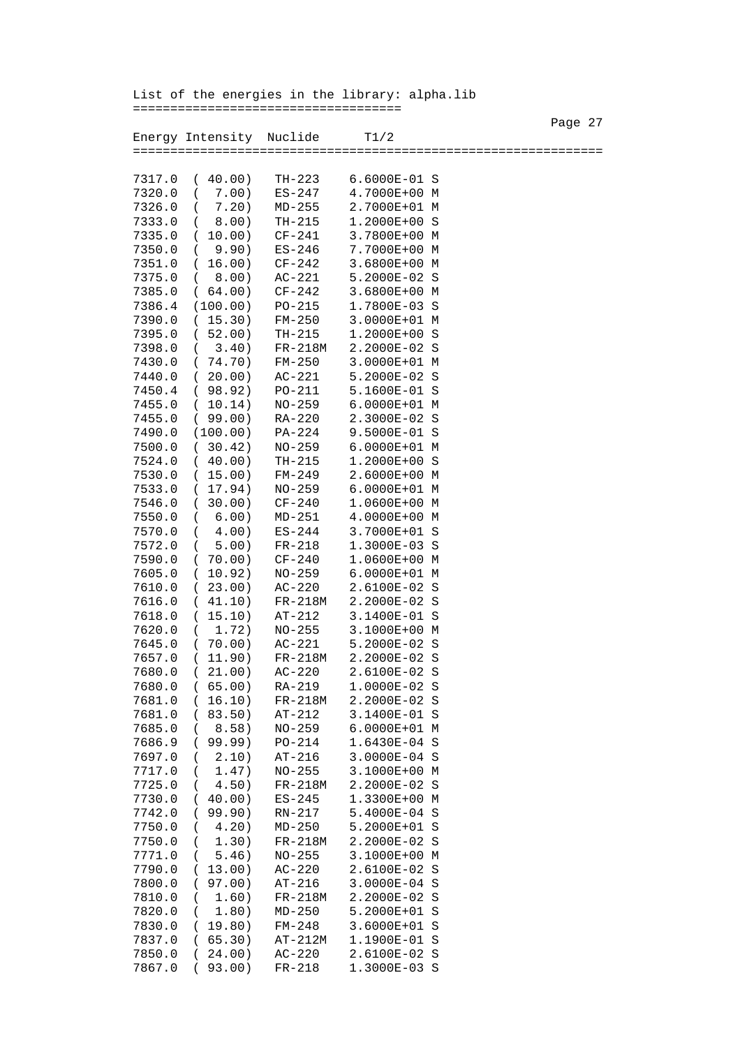List of the energies in the library: alpha.lib

| Energy | Intensity | Nuclide | T1/2 |
|---|---|---|---|
| 7317.0 | ( 40.00) | TH-223 | 6.6000E-01 S |
| 7320.0 | ( 7.00) | ES-247 | 4.7000E+00 M |
| 7326.0 | ( 7.20) | MD-255 | 2.7000E+01 M |
| 7333.0 | ( 8.00) | TH-215 | 1.2000E+00 S |
| 7335.0 | ( 10.00) | CF-241 | 3.7800E+00 M |
| 7350.0 | ( 9.90) | ES-246 | 7.7000E+00 M |
| 7351.0 | ( 16.00) | CF-242 | 3.6800E+00 M |
| 7375.0 | ( 8.00) | AC-221 | 5.2000E-02 S |
| 7385.0 | ( 64.00) | CF-242 | 3.6800E+00 M |
| 7386.4 | (100.00) | PO-215 | 1.7800E-03 S |
| 7390.0 | ( 15.30) | FM-250 | 3.0000E+01 M |
| 7395.0 | ( 52.00) | TH-215 | 1.2000E+00 S |
| 7398.0 | ( 3.40) | FR-218M | 2.2000E-02 S |
| 7430.0 | ( 74.70) | FM-250 | 3.0000E+01 M |
| 7440.0 | ( 20.00) | AC-221 | 5.2000E-02 S |
| 7450.4 | ( 98.92) | PO-211 | 5.1600E-01 S |
| 7455.0 | ( 10.14) | NO-259 | 6.0000E+01 M |
| 7455.0 | ( 99.00) | RA-220 | 2.3000E-02 S |
| 7490.0 | (100.00) | PA-224 | 9.5000E-01 S |
| 7500.0 | ( 30.42) | NO-259 | 6.0000E+01 M |
| 7524.0 | ( 40.00) | TH-215 | 1.2000E+00 S |
| 7530.0 | ( 15.00) | FM-249 | 2.6000E+00 M |
| 7533.0 | ( 17.94) | NO-259 | 6.0000E+01 M |
| 7546.0 | ( 30.00) | CF-240 | 1.0600E+00 M |
| 7550.0 | ( 6.00) | MD-251 | 4.0000E+00 M |
| 7570.0 | ( 4.00) | ES-244 | 3.7000E+01 S |
| 7572.0 | ( 5.00) | FR-218 | 1.3000E-03 S |
| 7590.0 | ( 70.00) | CF-240 | 1.0600E+00 M |
| 7605.0 | ( 10.92) | NO-259 | 6.0000E+01 M |
| 7610.0 | ( 23.00) | AC-220 | 2.6100E-02 S |
| 7616.0 | ( 41.10) | FR-218M | 2.2000E-02 S |
| 7618.0 | ( 15.10) | AT-212 | 3.1400E-01 S |
| 7620.0 | ( 1.72) | NO-255 | 3.1000E+00 M |
| 7645.0 | ( 70.00) | AC-221 | 5.2000E-02 S |
| 7657.0 | ( 11.90) | FR-218M | 2.2000E-02 S |
| 7680.0 | ( 21.00) | AC-220 | 2.6100E-02 S |
| 7680.0 | ( 65.00) | RA-219 | 1.0000E-02 S |
| 7681.0 | ( 16.10) | FR-218M | 2.2000E-02 S |
| 7681.0 | ( 83.50) | AT-212 | 3.1400E-01 S |
| 7685.0 | ( 8.58) | NO-259 | 6.0000E+01 M |
| 7686.9 | ( 99.99) | PO-214 | 1.6430E-04 S |
| 7697.0 | ( 2.10) | AT-216 | 3.0000E-04 S |
| 7717.0 | ( 1.47) | NO-255 | 3.1000E+00 M |
| 7725.0 | ( 4.50) | FR-218M | 2.2000E-02 S |
| 7730.0 | ( 40.00) | ES-245 | 1.3300E+00 M |
| 7742.0 | ( 99.90) | RN-217 | 5.4000E-04 S |
| 7750.0 | ( 4.20) | MD-250 | 5.2000E+01 S |
| 7750.0 | ( 1.30) | FR-218M | 2.2000E-02 S |
| 7771.0 | ( 5.46) | NO-255 | 3.1000E+00 M |
| 7790.0 | ( 13.00) | AC-220 | 2.6100E-02 S |
| 7800.0 | ( 97.00) | AT-216 | 3.0000E-04 S |
| 7810.0 | ( 1.60) | FR-218M | 2.2000E-02 S |
| 7820.0 | ( 1.80) | MD-250 | 5.2000E+01 S |
| 7830.0 | ( 19.80) | FM-248 | 3.6000E+01 S |
| 7837.0 | ( 65.30) | AT-212M | 1.1900E-01 S |
| 7850.0 | ( 24.00) | AC-220 | 2.6100E-02 S |
| 7867.0 | ( 93.00) | FR-218 | 1.3000E-03 S |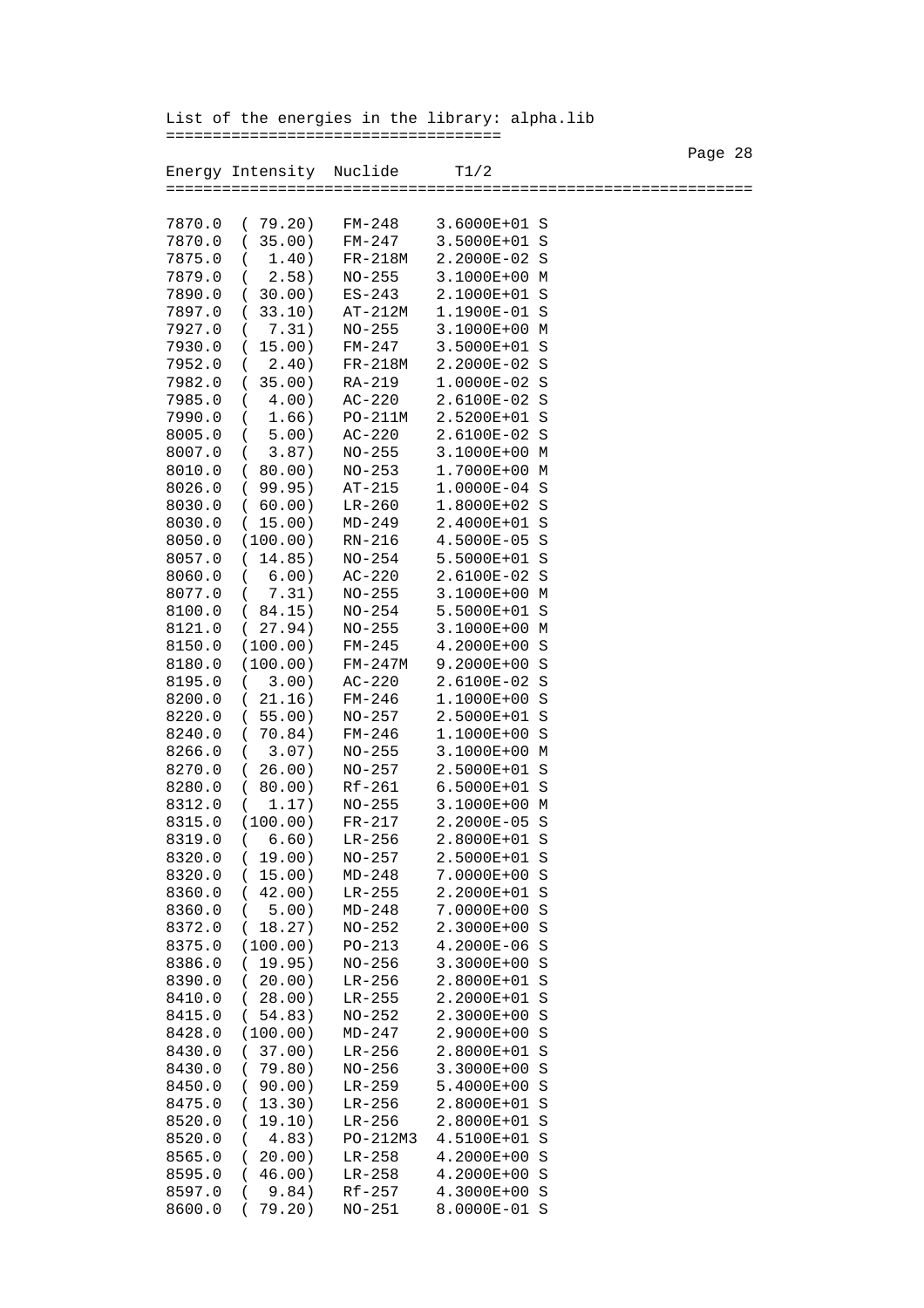List of the energies in the library: alpha.lib

| Energy | Intensity | Nuclide | T1/2 |
|---|---|---|---|
| 7870.0 | ( 79.20) | FM-248 | 3.6000E+01 S |
| 7870.0 | ( 35.00) | FM-247 | 3.5000E+01 S |
| 7875.0 | ( 1.40) | FR-218M | 2.2000E-02 S |
| 7879.0 | ( 2.58) | NO-255 | 3.1000E+00 M |
| 7890.0 | ( 30.00) | ES-243 | 2.1000E+01 S |
| 7897.0 | ( 33.10) | AT-212M | 1.1900E-01 S |
| 7927.0 | ( 7.31) | NO-255 | 3.1000E+00 M |
| 7930.0 | ( 15.00) | FM-247 | 3.5000E+01 S |
| 7952.0 | ( 2.40) | FR-218M | 2.2000E-02 S |
| 7982.0 | ( 35.00) | RA-219 | 1.0000E-02 S |
| 7985.0 | ( 4.00) | AC-220 | 2.6100E-02 S |
| 7990.0 | ( 1.66) | PO-211M | 2.5200E+01 S |
| 8005.0 | ( 5.00) | AC-220 | 2.6100E-02 S |
| 8007.0 | ( 3.87) | NO-255 | 3.1000E+00 M |
| 8010.0 | ( 80.00) | NO-253 | 1.7000E+00 M |
| 8026.0 | ( 99.95) | AT-215 | 1.0000E-04 S |
| 8030.0 | ( 60.00) | LR-260 | 1.8000E+02 S |
| 8030.0 | ( 15.00) | MD-249 | 2.4000E+01 S |
| 8050.0 | (100.00) | RN-216 | 4.5000E-05 S |
| 8057.0 | ( 14.85) | NO-254 | 5.5000E+01 S |
| 8060.0 | ( 6.00) | AC-220 | 2.6100E-02 S |
| 8077.0 | ( 7.31) | NO-255 | 3.1000E+00 M |
| 8100.0 | ( 84.15) | NO-254 | 5.5000E+01 S |
| 8121.0 | ( 27.94) | NO-255 | 3.1000E+00 M |
| 8150.0 | (100.00) | FM-245 | 4.2000E+00 S |
| 8180.0 | (100.00) | FM-247M | 9.2000E+00 S |
| 8195.0 | ( 3.00) | AC-220 | 2.6100E-02 S |
| 8200.0 | ( 21.16) | FM-246 | 1.1000E+00 S |
| 8220.0 | ( 55.00) | NO-257 | 2.5000E+01 S |
| 8240.0 | ( 70.84) | FM-246 | 1.1000E+00 S |
| 8266.0 | ( 3.07) | NO-255 | 3.1000E+00 M |
| 8270.0 | ( 26.00) | NO-257 | 2.5000E+01 S |
| 8280.0 | ( 80.00) | Rf-261 | 6.5000E+01 S |
| 8312.0 | ( 1.17) | NO-255 | 3.1000E+00 M |
| 8315.0 | (100.00) | FR-217 | 2.2000E-05 S |
| 8319.0 | ( 6.60) | LR-256 | 2.8000E+01 S |
| 8320.0 | ( 19.00) | NO-257 | 2.5000E+01 S |
| 8320.0 | ( 15.00) | MD-248 | 7.0000E+00 S |
| 8360.0 | ( 42.00) | LR-255 | 2.2000E+01 S |
| 8360.0 | ( 5.00) | MD-248 | 7.0000E+00 S |
| 8372.0 | ( 18.27) | NO-252 | 2.3000E+00 S |
| 8375.0 | (100.00) | PO-213 | 4.2000E-06 S |
| 8386.0 | ( 19.95) | NO-256 | 3.3000E+00 S |
| 8390.0 | ( 20.00) | LR-256 | 2.8000E+01 S |
| 8410.0 | ( 28.00) | LR-255 | 2.2000E+01 S |
| 8415.0 | ( 54.83) | NO-252 | 2.3000E+00 S |
| 8428.0 | (100.00) | MD-247 | 2.9000E+00 S |
| 8430.0 | ( 37.00) | LR-256 | 2.8000E+01 S |
| 8430.0 | ( 79.80) | NO-256 | 3.3000E+00 S |
| 8450.0 | ( 90.00) | LR-259 | 5.4000E+00 S |
| 8475.0 | ( 13.30) | LR-256 | 2.8000E+01 S |
| 8520.0 | ( 19.10) | LR-256 | 2.8000E+01 S |
| 8520.0 | ( 4.83) | PO-212M3 | 4.5100E+01 S |
| 8565.0 | ( 20.00) | LR-258 | 4.2000E+00 S |
| 8595.0 | ( 46.00) | LR-258 | 4.2000E+00 S |
| 8597.0 | ( 9.84) | Rf-257 | 4.3000E+00 S |
| 8600.0 | ( 79.20) | NO-251 | 8.0000E-01 S |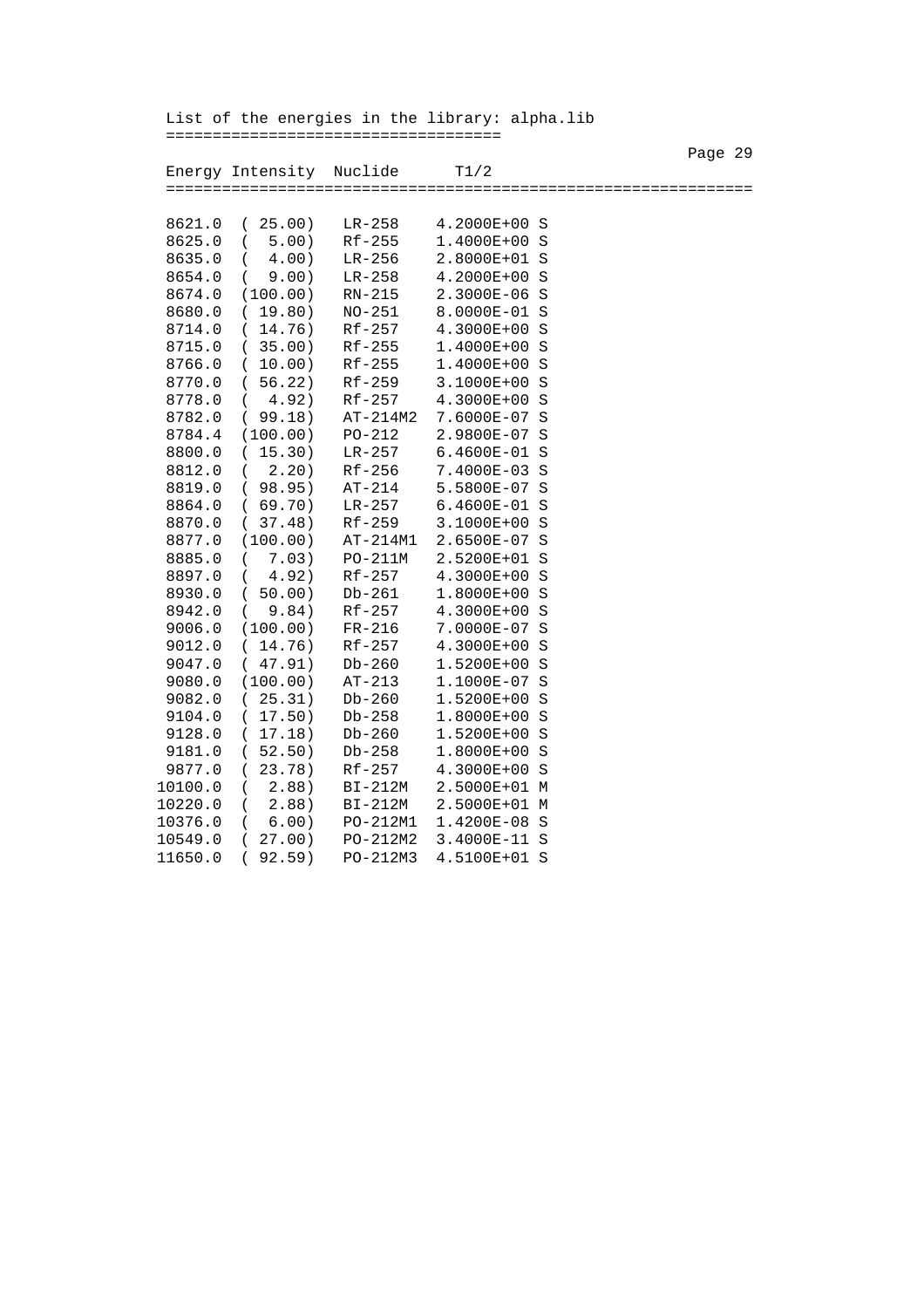List of the energies in the library: alpha.lib

| Energy | Intensity | Nuclide | T1/2 |
|---|---|---|---|
| 8621.0 | ( 25.00) | LR-258 | 4.2000E+00 S |
| 8625.0 | ( 5.00) | Rf-255 | 1.4000E+00 S |
| 8635.0 | ( 4.00) | LR-256 | 2.8000E+01 S |
| 8654.0 | ( 9.00) | LR-258 | 4.2000E+00 S |
| 8674.0 | (100.00) | RN-215 | 2.3000E-06 S |
| 8680.0 | ( 19.80) | NO-251 | 8.0000E-01 S |
| 8714.0 | ( 14.76) | Rf-257 | 4.3000E+00 S |
| 8715.0 | ( 35.00) | Rf-255 | 1.4000E+00 S |
| 8766.0 | ( 10.00) | Rf-255 | 1.4000E+00 S |
| 8770.0 | ( 56.22) | Rf-259 | 3.1000E+00 S |
| 8778.0 | ( 4.92) | Rf-257 | 4.3000E+00 S |
| 8782.0 | ( 99.18) | AT-214M2 | 7.6000E-07 S |
| 8784.4 | (100.00) | PO-212 | 2.9800E-07 S |
| 8800.0 | ( 15.30) | LR-257 | 6.4600E-01 S |
| 8812.0 | ( 2.20) | Rf-256 | 7.4000E-03 S |
| 8819.0 | ( 98.95) | AT-214 | 5.5800E-07 S |
| 8864.0 | ( 69.70) | LR-257 | 6.4600E-01 S |
| 8870.0 | ( 37.48) | Rf-259 | 3.1000E+00 S |
| 8877.0 | (100.00) | AT-214M1 | 2.6500E-07 S |
| 8885.0 | ( 7.03) | PO-211M | 2.5200E+01 S |
| 8897.0 | ( 4.92) | Rf-257 | 4.3000E+00 S |
| 8930.0 | ( 50.00) | Db-261 | 1.8000E+00 S |
| 8942.0 | ( 9.84) | Rf-257 | 4.3000E+00 S |
| 9006.0 | (100.00) | FR-216 | 7.0000E-07 S |
| 9012.0 | ( 14.76) | Rf-257 | 4.3000E+00 S |
| 9047.0 | ( 47.91) | Db-260 | 1.5200E+00 S |
| 9080.0 | (100.00) | AT-213 | 1.1000E-07 S |
| 9082.0 | ( 25.31) | Db-260 | 1.5200E+00 S |
| 9104.0 | ( 17.50) | Db-258 | 1.8000E+00 S |
| 9128.0 | ( 17.18) | Db-260 | 1.5200E+00 S |
| 9181.0 | ( 52.50) | Db-258 | 1.8000E+00 S |
| 9877.0 | ( 23.78) | Rf-257 | 4.3000E+00 S |
| 10100.0 | ( 2.88) | BI-212M | 2.5000E+01 M |
| 10220.0 | ( 2.88) | BI-212M | 2.5000E+01 M |
| 10376.0 | ( 6.00) | PO-212M1 | 1.4200E-08 S |
| 10549.0 | ( 27.00) | PO-212M2 | 3.4000E-11 S |
| 11650.0 | ( 92.59) | PO-212M3 | 4.5100E+01 S |